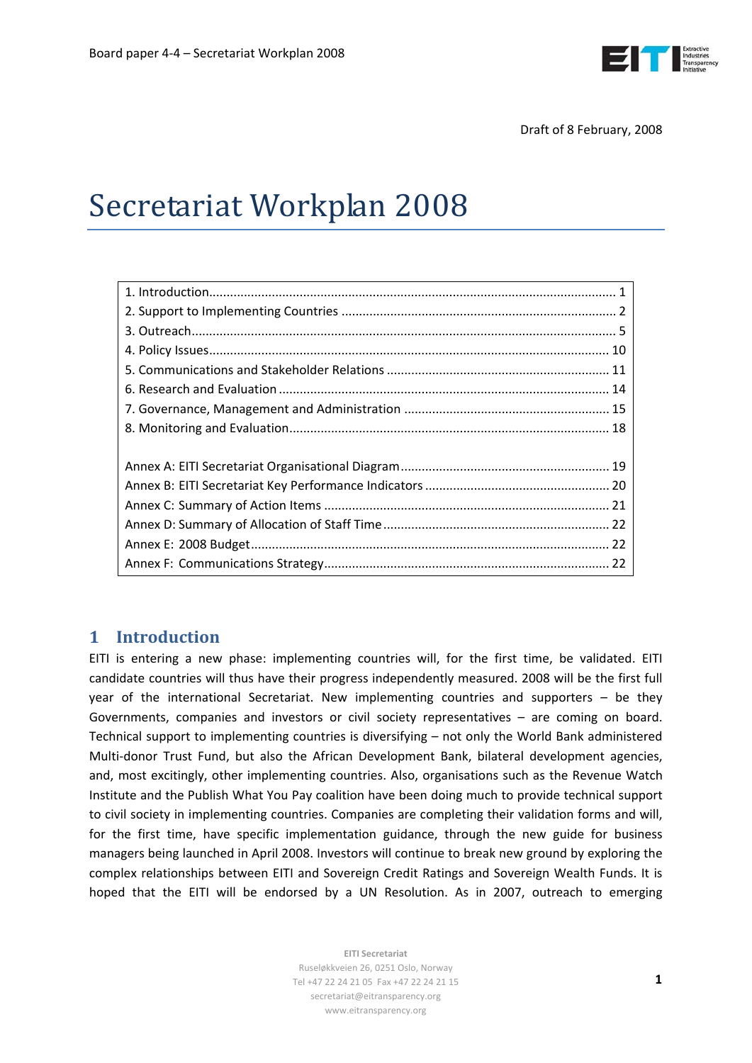Draft of 8 February, 2008

# Secretariat Workplan 2008

| | |
|---|---|
| 1. Introduction | 1 |
| 2. Support to Implementing Countries | 2 |
| 3. Outreach | 5 |
| 4. Policy Issues | 10 |
| 5. Communications and Stakeholder Relations | 11 |
| 6. Research and Evaluation | 14 |
| 7. Governance, Management and Administration | 15 |
| 8. Monitoring and Evaluation | 18 |
| | |
| Annex A: EITI Secretariat Organisational Diagram | 19 |
| Annex B: EITI Secretariat Key Performance Indicators | 20 |
| Annex C: Summary of Action Items | 21 |
| Annex D: Summary of Allocation of Staff Time | 22 |
| Annex E: 2008 Budget | 22 |
| Annex F: Communications Strategy | 22 |

## 1 Introduction

EITI is entering a new phase: implementing countries will, for the first time, be validated. EITI candidate countries will thus have their progress independently measured. 2008 will be the first full year of the international Secretariat. New implementing countries and supporters – be they Governments, companies and investors or civil society representatives – are coming on board. Technical support to implementing countries is diversifying – not only the World Bank administered Multi-donor Trust Fund, but also the African Development Bank, bilateral development agencies, and, most excitingly, other implementing countries. Also, organisations such as the Revenue Watch Institute and the Publish What You Pay coalition have been doing much to provide technical support to civil society in implementing countries. Companies are completing their validation forms and will, for the first time, have specific implementation guidance, through the new guide for business managers being launched in April 2008. Investors will continue to break new ground by exploring the complex relationships between EITI and Sovereign Credit Ratings and Sovereign Wealth Funds. It is hoped that the EITI will be endorsed by a UN Resolution. As in 2007, outreach to emerging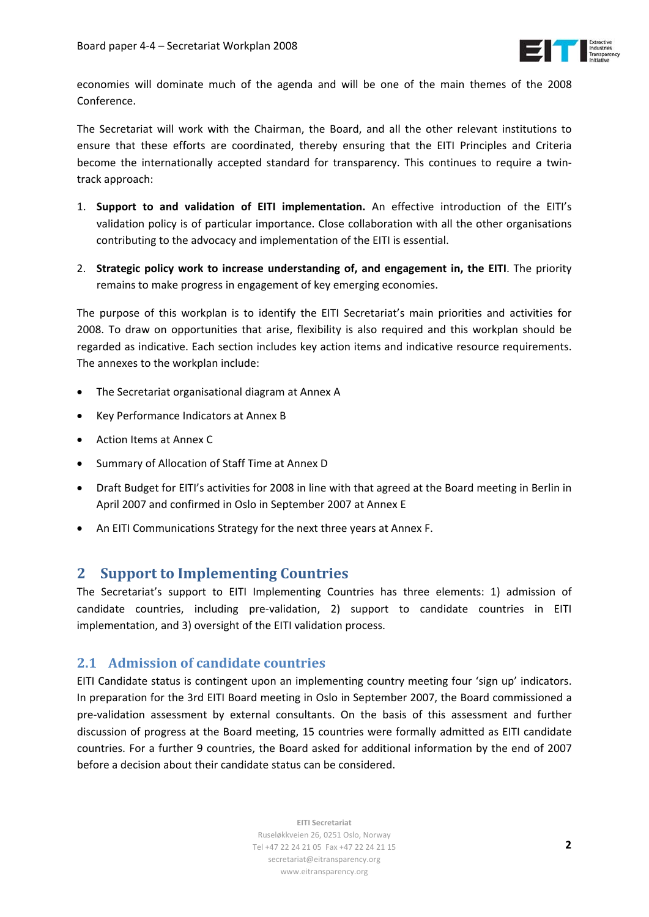economies will dominate much of the agenda and will be one of the main themes of the 2008 Conference.

The Secretariat will work with the Chairman, the Board, and all the other relevant institutions to ensure that these efforts are coordinated, thereby ensuring that the EITI Principles and Criteria become the internationally accepted standard for transparency. This continues to require a twin-track approach:

1. **Support to and validation of EITI implementation.** An effective introduction of the EITI's validation policy is of particular importance. Close collaboration with all the other organisations contributing to the advocacy and implementation of the EITI is essential.

2. **Strategic policy work to increase understanding of, and engagement in, the EITI**. The priority remains to make progress in engagement of key emerging economies.

The purpose of this workplan is to identify the EITI Secretariat's main priorities and activities for 2008. To draw on opportunities that arise, flexibility is also required and this workplan should be regarded as indicative. Each section includes key action items and indicative resource requirements. The annexes to the workplan include:

- The Secretariat organisational diagram at Annex A
- Key Performance Indicators at Annex B
- Action Items at Annex C
- Summary of Allocation of Staff Time at Annex D
- Draft Budget for EITI's activities for 2008 in line with that agreed at the Board meeting in Berlin in April 2007 and confirmed in Oslo in September 2007 at Annex E
- An EITI Communications Strategy for the next three years at Annex F.

## 2 Support to Implementing Countries

The Secretariat's support to EITI Implementing Countries has three elements: 1) admission of candidate countries, including pre-validation, 2) support to candidate countries in EITI implementation, and 3) oversight of the EITI validation process.

### 2.1 Admission of candidate countries

EITI Candidate status is contingent upon an implementing country meeting four 'sign up' indicators. In preparation for the 3rd EITI Board meeting in Oslo in September 2007, the Board commissioned a pre-validation assessment by external consultants. On the basis of this assessment and further discussion of progress at the Board meeting, 15 countries were formally admitted as EITI candidate countries. For a further 9 countries, the Board asked for additional information by the end of 2007 before a decision about their candidate status can be considered.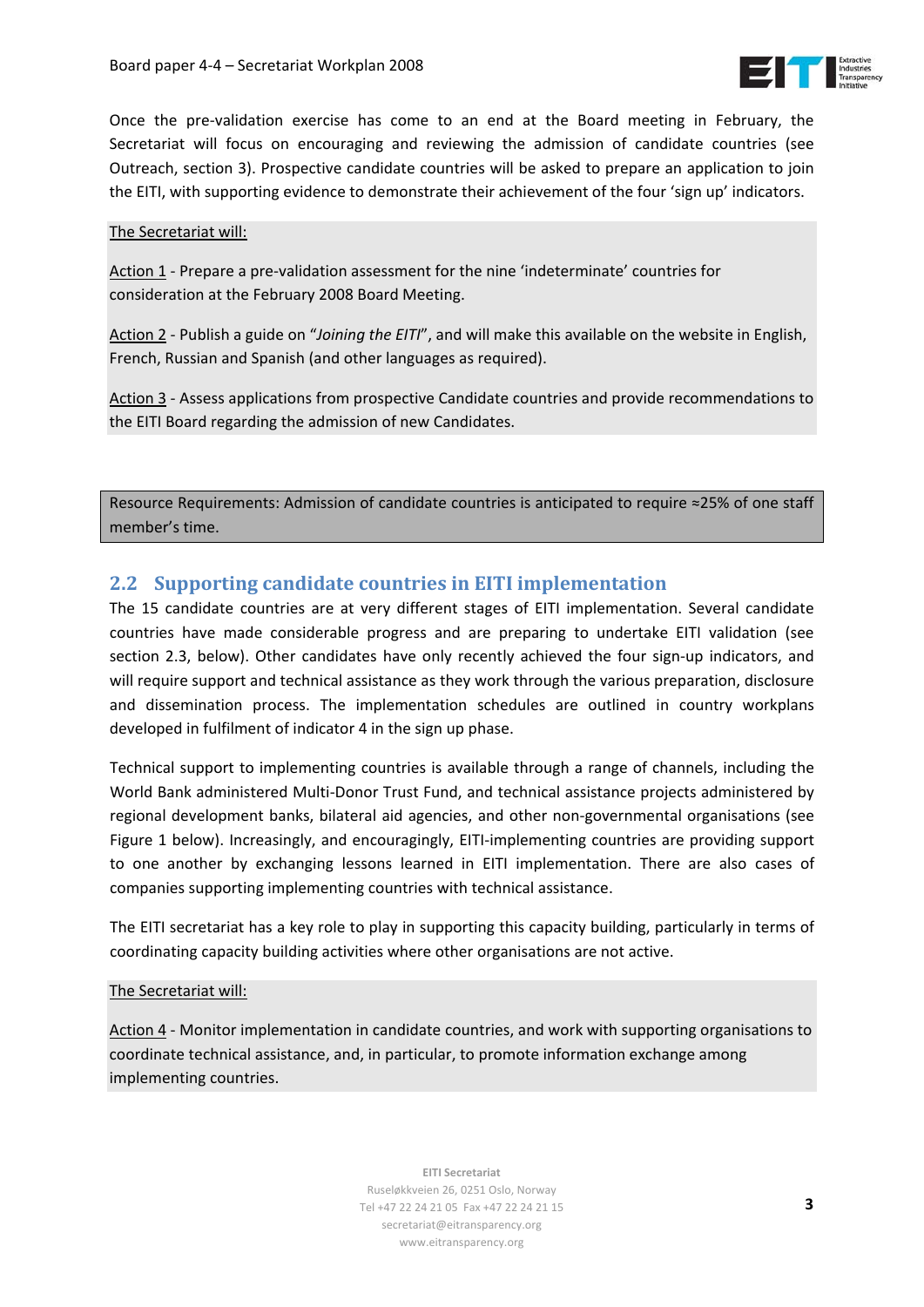Once the pre-validation exercise has come to an end at the Board meeting in February, the Secretariat will focus on encouraging and reviewing the admission of candidate countries (see Outreach, section 3). Prospective candidate countries will be asked to prepare an application to join the EITI, with supporting evidence to demonstrate their achievement of the four 'sign up' indicators.

The Secretariat will:

Action 1 - Prepare a pre-validation assessment for the nine 'indeterminate' countries for consideration at the February 2008 Board Meeting.

Action 2 - Publish a guide on "*Joining the EITI*", and will make this available on the website in English, French, Russian and Spanish (and other languages as required).

Action 3 - Assess applications from prospective Candidate countries and provide recommendations to the EITI Board regarding the admission of new Candidates.

Resource Requirements: Admission of candidate countries is anticipated to require ≈25% of one staff member's time.

## 2.2 Supporting candidate countries in EITI implementation

The 15 candidate countries are at very different stages of EITI implementation. Several candidate countries have made considerable progress and are preparing to undertake EITI validation (see section 2.3, below). Other candidates have only recently achieved the four sign-up indicators, and will require support and technical assistance as they work through the various preparation, disclosure and dissemination process. The implementation schedules are outlined in country workplans developed in fulfilment of indicator 4 in the sign up phase.

Technical support to implementing countries is available through a range of channels, including the World Bank administered Multi-Donor Trust Fund, and technical assistance projects administered by regional development banks, bilateral aid agencies, and other non-governmental organisations (see Figure 1 below). Increasingly, and encouragingly, EITI-implementing countries are providing support to one another by exchanging lessons learned in EITI implementation. There are also cases of companies supporting implementing countries with technical assistance.

The EITI secretariat has a key role to play in supporting this capacity building, particularly in terms of coordinating capacity building activities where other organisations are not active.

The Secretariat will:

Action 4 - Monitor implementation in candidate countries, and work with supporting organisations to coordinate technical assistance, and, in particular, to promote information exchange among implementing countries.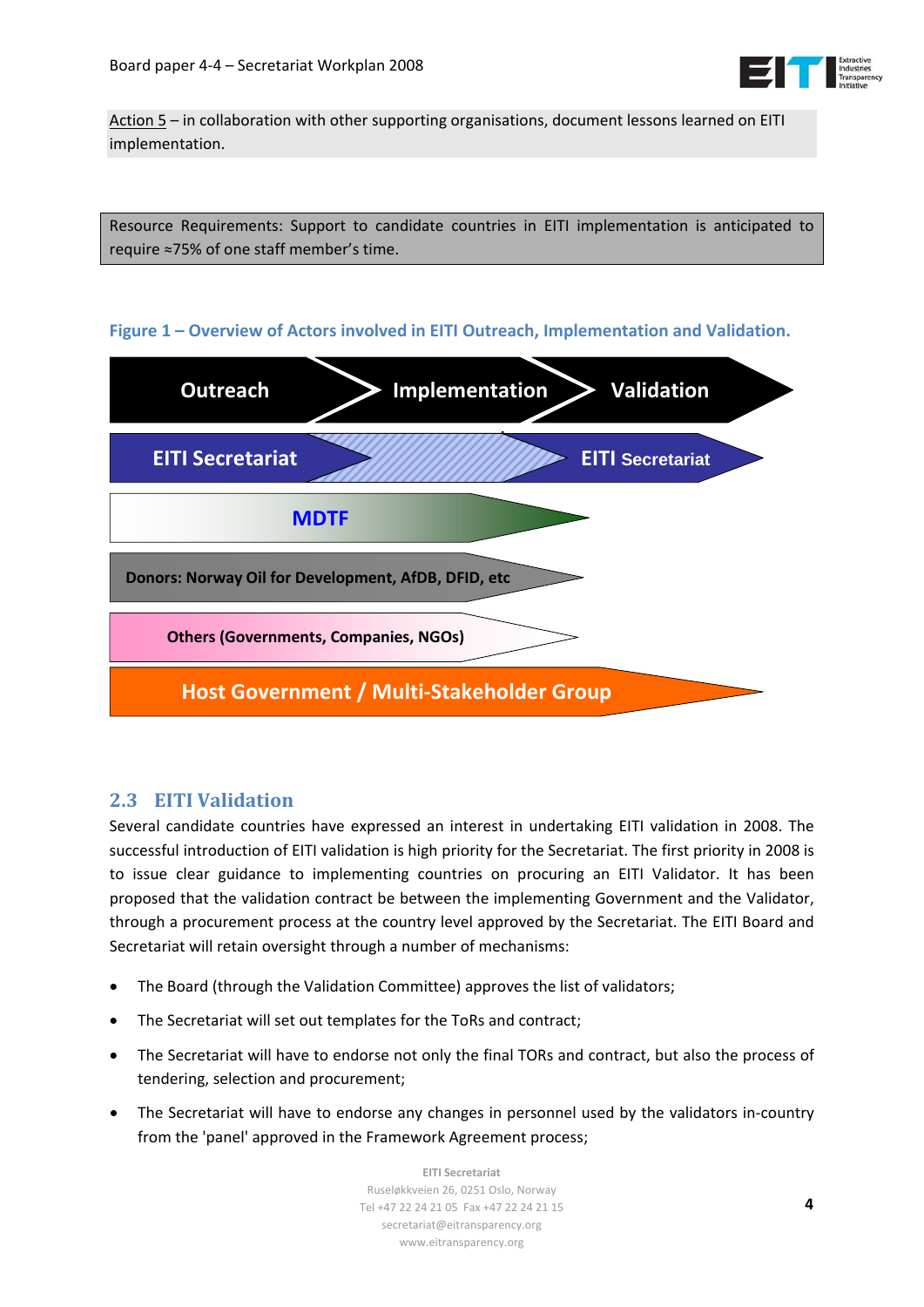Action 5 – in collaboration with other supporting organisations, document lessons learned on EITI implementation.

Resource Requirements: Support to candidate countries in EITI implementation is anticipated to require ≈75% of one staff member's time.

**Figure 1 – Overview of Actors involved in EITI Outreach, Implementation and Validation.**

Outreach | Implementation | Validation

EITI Secretariat | EITI Secretariat

MDTF

Donors: Norway Oil for Development, AfDB, DFID, etc

Others (Governments, Companies, NGOs)

Host Government / Multi-Stakeholder Group

## 2.3 EITI Validation

Several candidate countries have expressed an interest in undertaking EITI validation in 2008. The successful introduction of EITI validation is high priority for the Secretariat. The first priority in 2008 is to issue clear guidance to implementing countries on procuring an EITI Validator. It has been proposed that the validation contract be between the implementing Government and the Validator, through a procurement process at the country level approved by the Secretariat. The EITI Board and Secretariat will retain oversight through a number of mechanisms:

- The Board (through the Validation Committee) approves the list of validators;
- The Secretariat will set out templates for the ToRs and contract;
- The Secretariat will have to endorse not only the final TORs and contract, but also the process of tendering, selection and procurement;
- The Secretariat will have to endorse any changes in personnel used by the validators in-country from the 'panel' approved in the Framework Agreement process;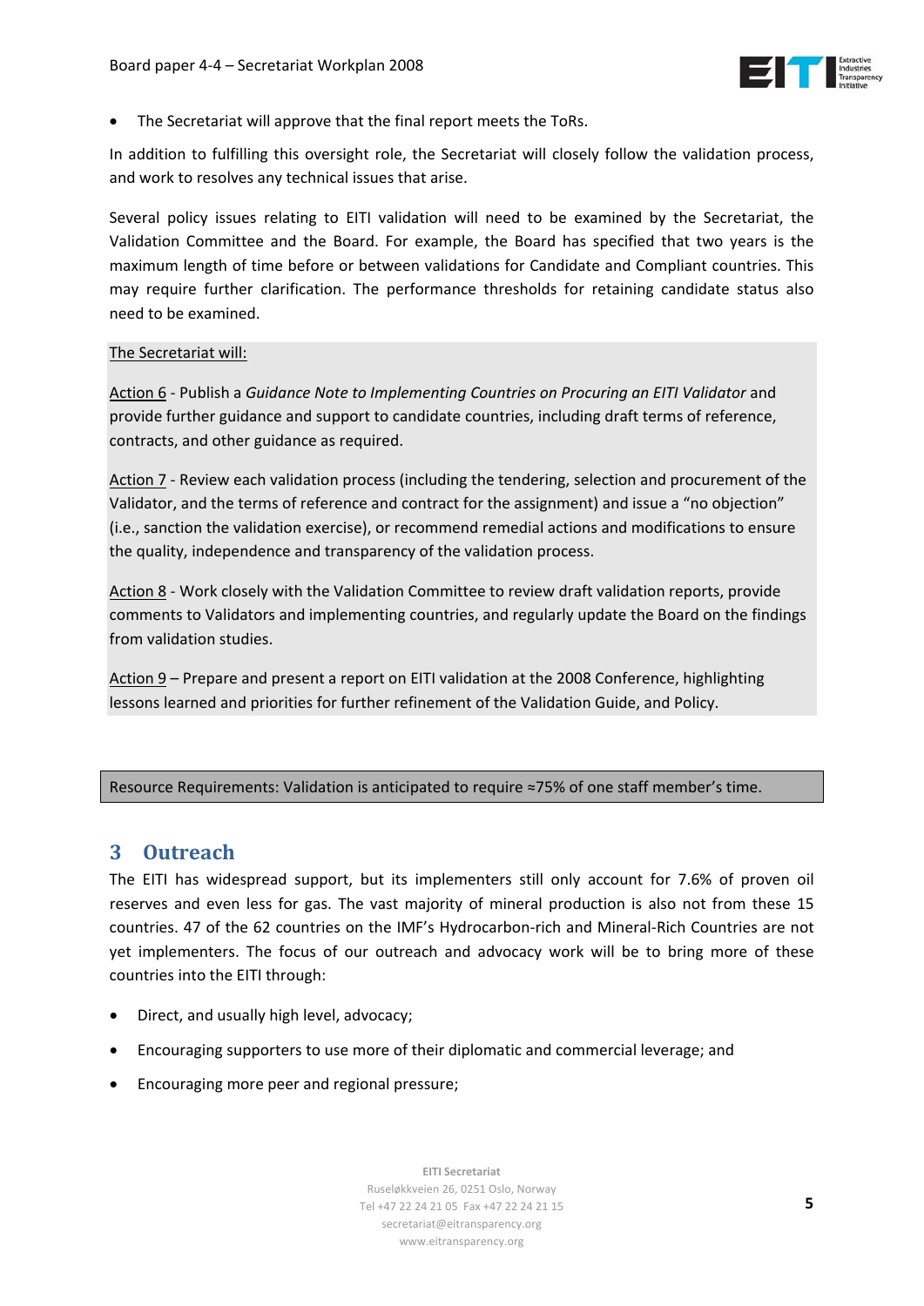- The Secretariat will approve that the final report meets the ToRs.

In addition to fulfilling this oversight role, the Secretariat will closely follow the validation process, and work to resolves any technical issues that arise.

Several policy issues relating to EITI validation will need to be examined by the Secretariat, the Validation Committee and the Board. For example, the Board has specified that two years is the maximum length of time before or between validations for Candidate and Compliant countries. This may require further clarification. The performance thresholds for retaining candidate status also need to be examined.

The Secretariat will:

Action 6 - Publish a *Guidance Note to Implementing Countries on Procuring an EITI Validator* and provide further guidance and support to candidate countries, including draft terms of reference, contracts, and other guidance as required.

Action 7 - Review each validation process (including the tendering, selection and procurement of the Validator, and the terms of reference and contract for the assignment) and issue a "no objection" (i.e., sanction the validation exercise), or recommend remedial actions and modifications to ensure the quality, independence and transparency of the validation process.

Action 8 - Work closely with the Validation Committee to review draft validation reports, provide comments to Validators and implementing countries, and regularly update the Board on the findings from validation studies.

Action 9 – Prepare and present a report on EITI validation at the 2008 Conference, highlighting lessons learned and priorities for further refinement of the Validation Guide, and Policy.

Resource Requirements: Validation is anticipated to require ≈75% of one staff member's time.

## 3 Outreach

The EITI has widespread support, but its implementers still only account for 7.6% of proven oil reserves and even less for gas. The vast majority of mineral production is also not from these 15 countries. 47 of the 62 countries on the IMF's Hydrocarbon-rich and Mineral-Rich Countries are not yet implementers. The focus of our outreach and advocacy work will be to bring more of these countries into the EITI through:

- Direct, and usually high level, advocacy;
- Encouraging supporters to use more of their diplomatic and commercial leverage; and
- Encouraging more peer and regional pressure;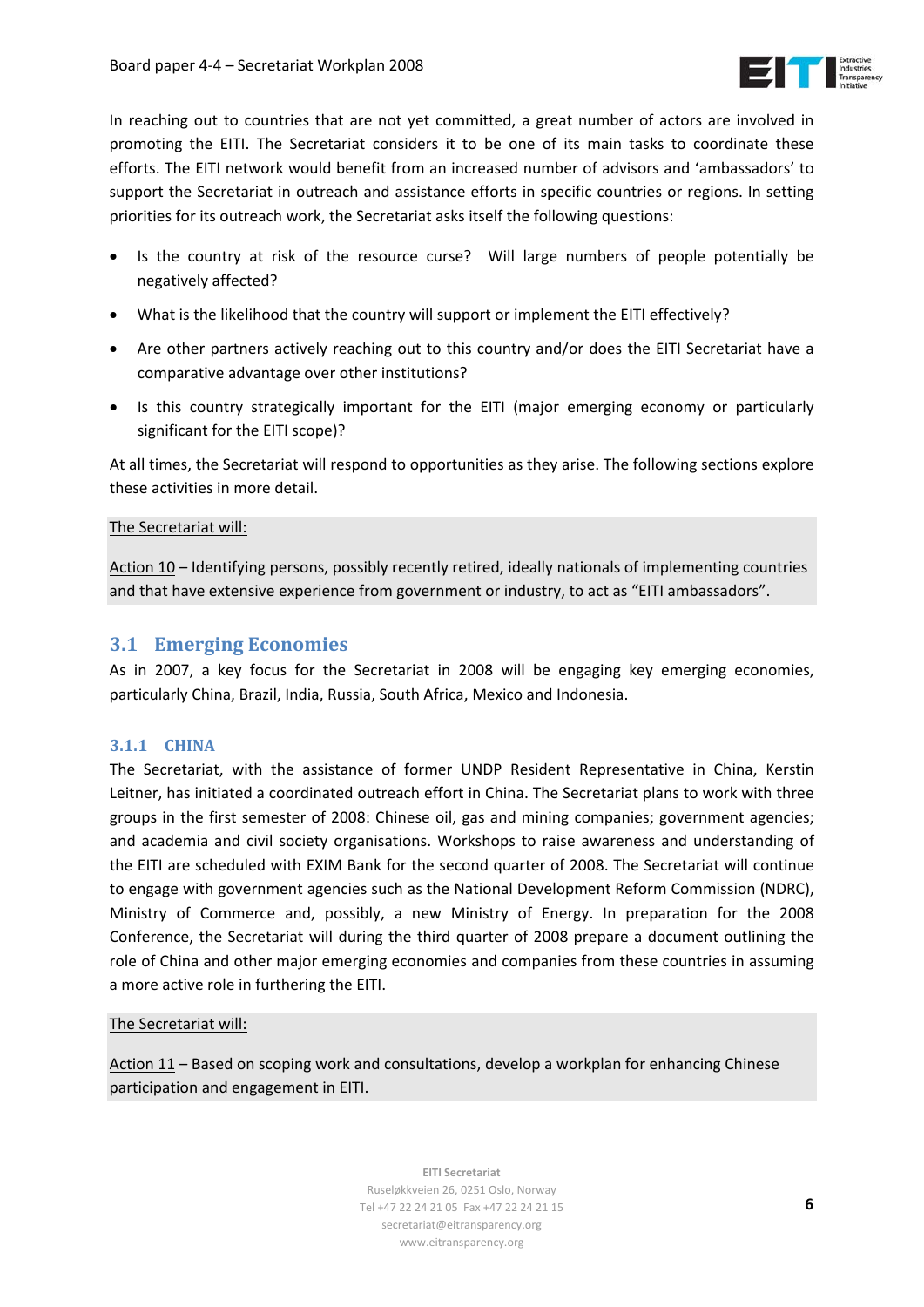In reaching out to countries that are not yet committed, a great number of actors are involved in promoting the EITI. The Secretariat considers it to be one of its main tasks to coordinate these efforts. The EITI network would benefit from an increased number of advisors and 'ambassadors' to support the Secretariat in outreach and assistance efforts in specific countries or regions. In setting priorities for its outreach work, the Secretariat asks itself the following questions:

- Is the country at risk of the resource curse? Will large numbers of people potentially be negatively affected?
- What is the likelihood that the country will support or implement the EITI effectively?
- Are other partners actively reaching out to this country and/or does the EITI Secretariat have a comparative advantage over other institutions?
- Is this country strategically important for the EITI (major emerging economy or particularly significant for the EITI scope)?

At all times, the Secretariat will respond to opportunities as they arise. The following sections explore these activities in more detail.

The Secretariat will:

Action 10 – Identifying persons, possibly recently retired, ideally nationals of implementing countries and that have extensive experience from government or industry, to act as "EITI ambassadors".

## 3.1 Emerging Economies

As in 2007, a key focus for the Secretariat in 2008 will be engaging key emerging economies, particularly China, Brazil, India, Russia, South Africa, Mexico and Indonesia.

### 3.1.1 CHINA

The Secretariat, with the assistance of former UNDP Resident Representative in China, Kerstin Leitner, has initiated a coordinated outreach effort in China. The Secretariat plans to work with three groups in the first semester of 2008: Chinese oil, gas and mining companies; government agencies; and academia and civil society organisations. Workshops to raise awareness and understanding of the EITI are scheduled with EXIM Bank for the second quarter of 2008. The Secretariat will continue to engage with government agencies such as the National Development Reform Commission (NDRC), Ministry of Commerce and, possibly, a new Ministry of Energy. In preparation for the 2008 Conference, the Secretariat will during the third quarter of 2008 prepare a document outlining the role of China and other major emerging economies and companies from these countries in assuming a more active role in furthering the EITI.

The Secretariat will:

Action 11 – Based on scoping work and consultations, develop a workplan for enhancing Chinese participation and engagement in EITI.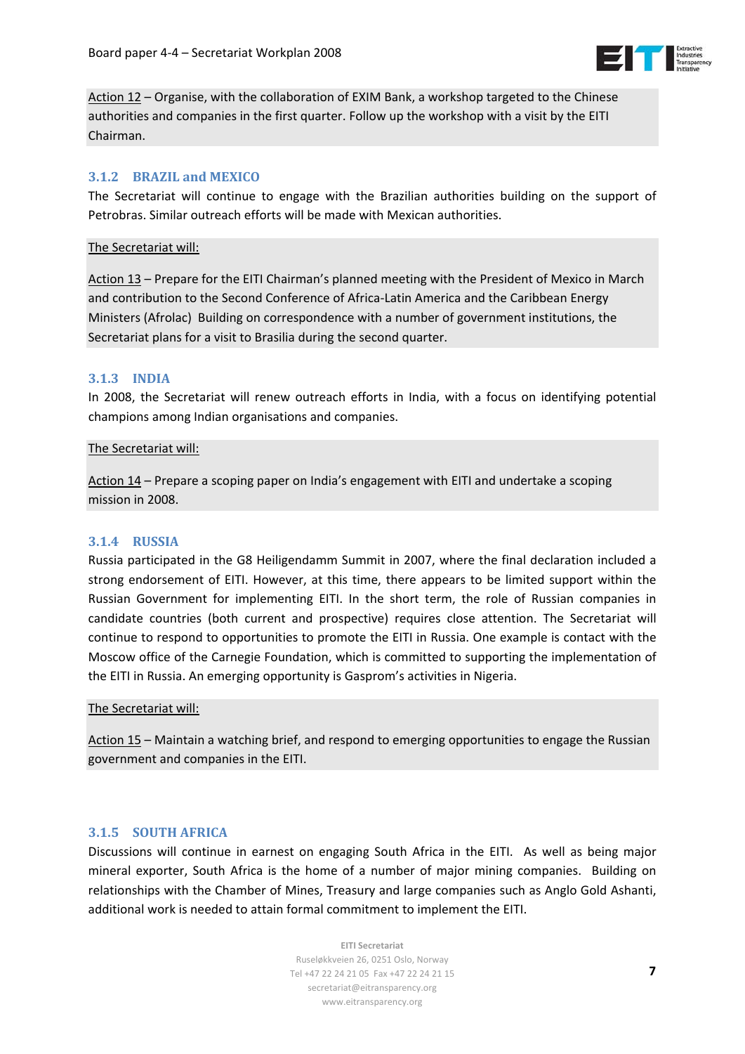Action 12 – Organise, with the collaboration of EXIM Bank, a workshop targeted to the Chinese authorities and companies in the first quarter. Follow up the workshop with a visit by the EITI Chairman.

### 3.1.2 BRAZIL and MEXICO

The Secretariat will continue to engage with the Brazilian authorities building on the support of Petrobras. Similar outreach efforts will be made with Mexican authorities.

The Secretariat will:

Action 13 – Prepare for the EITI Chairman's planned meeting with the President of Mexico in March and contribution to the Second Conference of Africa-Latin America and the Caribbean Energy Ministers (Afrolac) Building on correspondence with a number of government institutions, the Secretariat plans for a visit to Brasilia during the second quarter.

### 3.1.3 INDIA

In 2008, the Secretariat will renew outreach efforts in India, with a focus on identifying potential champions among Indian organisations and companies.

The Secretariat will:

Action 14 – Prepare a scoping paper on India's engagement with EITI and undertake a scoping mission in 2008.

### 3.1.4 RUSSIA

Russia participated in the G8 Heiligendamm Summit in 2007, where the final declaration included a strong endorsement of EITI. However, at this time, there appears to be limited support within the Russian Government for implementing EITI. In the short term, the role of Russian companies in candidate countries (both current and prospective) requires close attention. The Secretariat will continue to respond to opportunities to promote the EITI in Russia. One example is contact with the Moscow office of the Carnegie Foundation, which is committed to supporting the implementation of the EITI in Russia. An emerging opportunity is Gasprom's activities in Nigeria.

The Secretariat will:

Action 15 – Maintain a watching brief, and respond to emerging opportunities to engage the Russian government and companies in the EITI.

### 3.1.5 SOUTH AFRICA

Discussions will continue in earnest on engaging South Africa in the EITI. As well as being major mineral exporter, South Africa is the home of a number of major mining companies. Building on relationships with the Chamber of Mines, Treasury and large companies such as Anglo Gold Ashanti, additional work is needed to attain formal commitment to implement the EITI.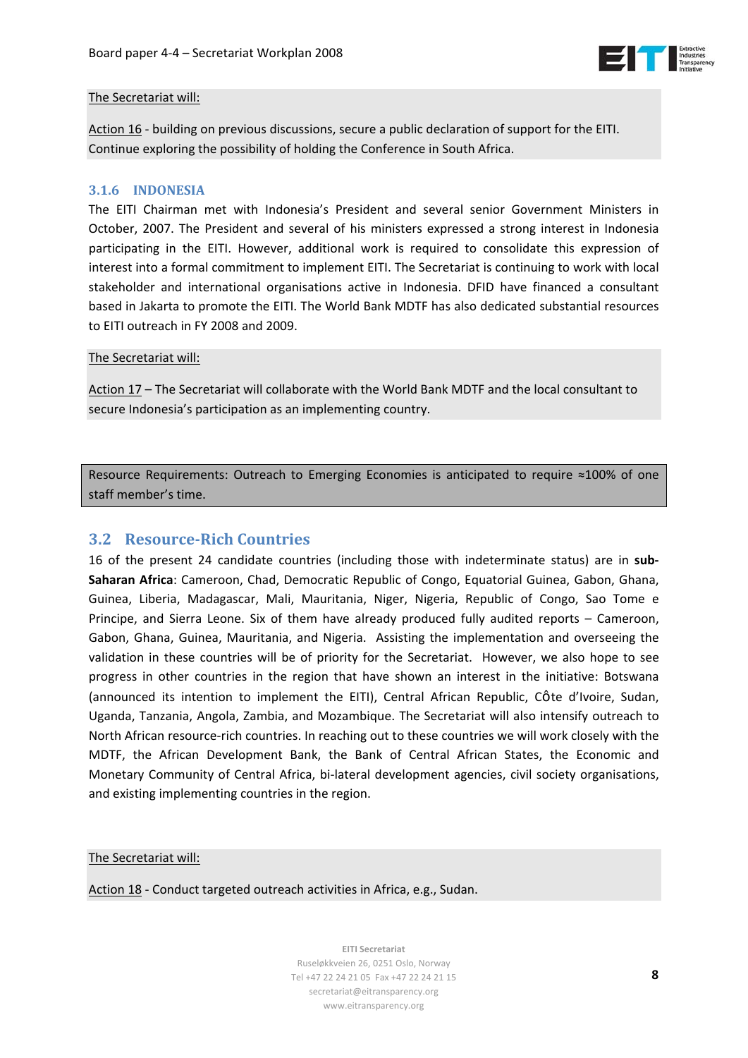The Secretariat will:

Action 16 - building on previous discussions, secure a public declaration of support for the EITI. Continue exploring the possibility of holding the Conference in South Africa.

### 3.1.6 INDONESIA

The EITI Chairman met with Indonesia's President and several senior Government Ministers in October, 2007. The President and several of his ministers expressed a strong interest in Indonesia participating in the EITI. However, additional work is required to consolidate this expression of interest into a formal commitment to implement EITI. The Secretariat is continuing to work with local stakeholder and international organisations active in Indonesia. DFID have financed a consultant based in Jakarta to promote the EITI. The World Bank MDTF has also dedicated substantial resources to EITI outreach in FY 2008 and 2009.

The Secretariat will:

Action 17 – The Secretariat will collaborate with the World Bank MDTF and the local consultant to secure Indonesia's participation as an implementing country.

Resource Requirements: Outreach to Emerging Economies is anticipated to require ≈100% of one staff member's time.

## 3.2 Resource-Rich Countries

16 of the present 24 candidate countries (including those with indeterminate status) are in **sub-Saharan Africa**: Cameroon, Chad, Democratic Republic of Congo, Equatorial Guinea, Gabon, Ghana, Guinea, Liberia, Madagascar, Mali, Mauritania, Niger, Nigeria, Republic of Congo, Sao Tome e Principe, and Sierra Leone. Six of them have already produced fully audited reports – Cameroon, Gabon, Ghana, Guinea, Mauritania, and Nigeria. Assisting the implementation and overseeing the validation in these countries will be of priority for the Secretariat. However, we also hope to see progress in other countries in the region that have shown an interest in the initiative: Botswana (announced its intention to implement the EITI), Central African Republic, CÔte d'Ivoire, Sudan, Uganda, Tanzania, Angola, Zambia, and Mozambique. The Secretariat will also intensify outreach to North African resource-rich countries. In reaching out to these countries we will work closely with the MDTF, the African Development Bank, the Bank of Central African States, the Economic and Monetary Community of Central Africa, bi-lateral development agencies, civil society organisations, and existing implementing countries in the region.

The Secretariat will:

Action 18 - Conduct targeted outreach activities in Africa, e.g., Sudan.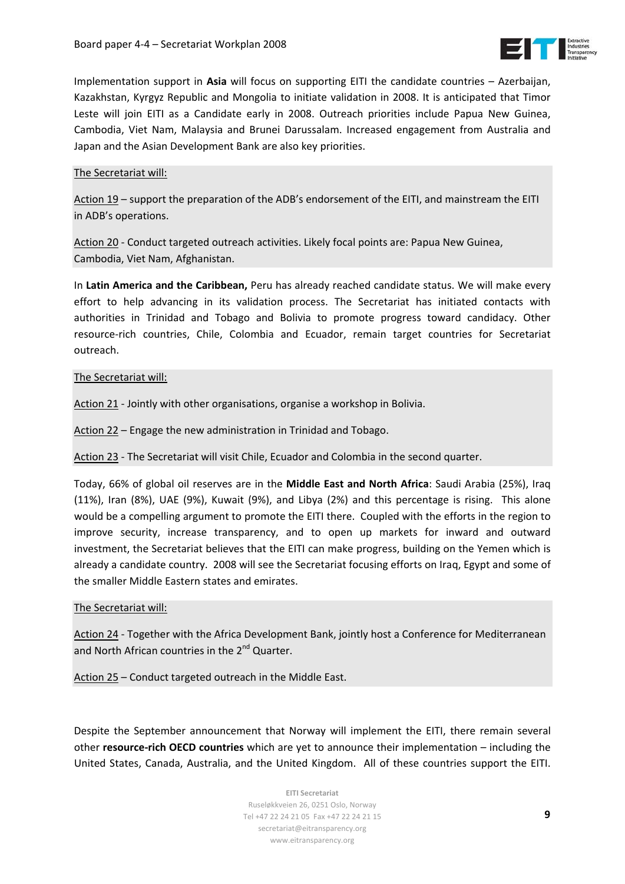Implementation support in **Asia** will focus on supporting EITI the candidate countries – Azerbaijan, Kazakhstan, Kyrgyz Republic and Mongolia to initiate validation in 2008. It is anticipated that Timor Leste will join EITI as a Candidate early in 2008. Outreach priorities include Papua New Guinea, Cambodia, Viet Nam, Malaysia and Brunei Darussalam. Increased engagement from Australia and Japan and the Asian Development Bank are also key priorities.

<u>The Secretariat will:</u>

<u>Action 19</u> – support the preparation of the ADB's endorsement of the EITI, and mainstream the EITI in ADB's operations.

<u>Action 20</u> - Conduct targeted outreach activities. Likely focal points are: Papua New Guinea, Cambodia, Viet Nam, Afghanistan.

In **Latin America and the Caribbean,** Peru has already reached candidate status. We will make every effort to help advancing in its validation process. The Secretariat has initiated contacts with authorities in Trinidad and Tobago and Bolivia to promote progress toward candidacy. Other resource-rich countries, Chile, Colombia and Ecuador, remain target countries for Secretariat outreach.

<u>The Secretariat will:</u>

<u>Action 21</u> - Jointly with other organisations, organise a workshop in Bolivia.

<u>Action 22</u> – Engage the new administration in Trinidad and Tobago.

<u>Action 23</u> - The Secretariat will visit Chile, Ecuador and Colombia in the second quarter.

Today, 66% of global oil reserves are in the **Middle East and North Africa**: Saudi Arabia (25%), Iraq (11%), Iran (8%), UAE (9%), Kuwait (9%), and Libya (2%) and this percentage is rising. This alone would be a compelling argument to promote the EITI there. Coupled with the efforts in the region to improve security, increase transparency, and to open up markets for inward and outward investment, the Secretariat believes that the EITI can make progress, building on the Yemen which is already a candidate country. 2008 will see the Secretariat focusing efforts on Iraq, Egypt and some of the smaller Middle Eastern states and emirates.

<u>The Secretariat will:</u>

<u>Action 24</u> - Together with the Africa Development Bank, jointly host a Conference for Mediterranean and North African countries in the 2nd Quarter.

<u>Action 25</u> – Conduct targeted outreach in the Middle East.

Despite the September announcement that Norway will implement the EITI, there remain several other **resource-rich OECD countries** which are yet to announce their implementation – including the United States, Canada, Australia, and the United Kingdom. All of these countries support the EITI.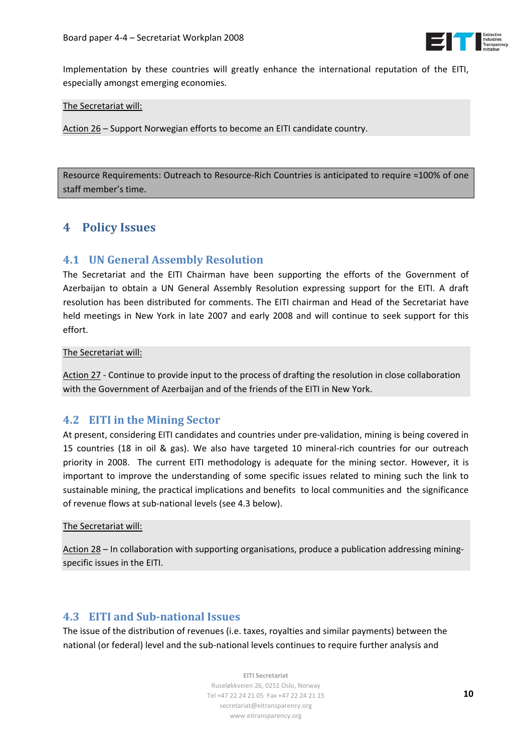Implementation by these countries will greatly enhance the international reputation of the EITI, especially amongst emerging economies.

The Secretariat will:

Action 26 – Support Norwegian efforts to become an EITI candidate country.

Resource Requirements: Outreach to Resource-Rich Countries is anticipated to require ≈100% of one staff member's time.

# 4 Policy Issues

## 4.1 UN General Assembly Resolution

The Secretariat and the EITI Chairman have been supporting the efforts of the Government of Azerbaijan to obtain a UN General Assembly Resolution expressing support for the EITI. A draft resolution has been distributed for comments. The EITI chairman and Head of the Secretariat have held meetings in New York in late 2007 and early 2008 and will continue to seek support for this effort.

The Secretariat will:

Action 27 - Continue to provide input to the process of drafting the resolution in close collaboration with the Government of Azerbaijan and of the friends of the EITI in New York.

## 4.2 EITI in the Mining Sector

At present, considering EITI candidates and countries under pre-validation, mining is being covered in 15 countries (18 in oil & gas). We also have targeted 10 mineral-rich countries for our outreach priority in 2008. The current EITI methodology is adequate for the mining sector. However, it is important to improve the understanding of some specific issues related to mining such the link to sustainable mining, the practical implications and benefits to local communities and the significance of revenue flows at sub-national levels (see 4.3 below).

The Secretariat will:

Action 28 – In collaboration with supporting organisations, produce a publication addressing mining-specific issues in the EITI.

## 4.3 EITI and Sub-national Issues

The issue of the distribution of revenues (i.e. taxes, royalties and similar payments) between the national (or federal) level and the sub-national levels continues to require further analysis and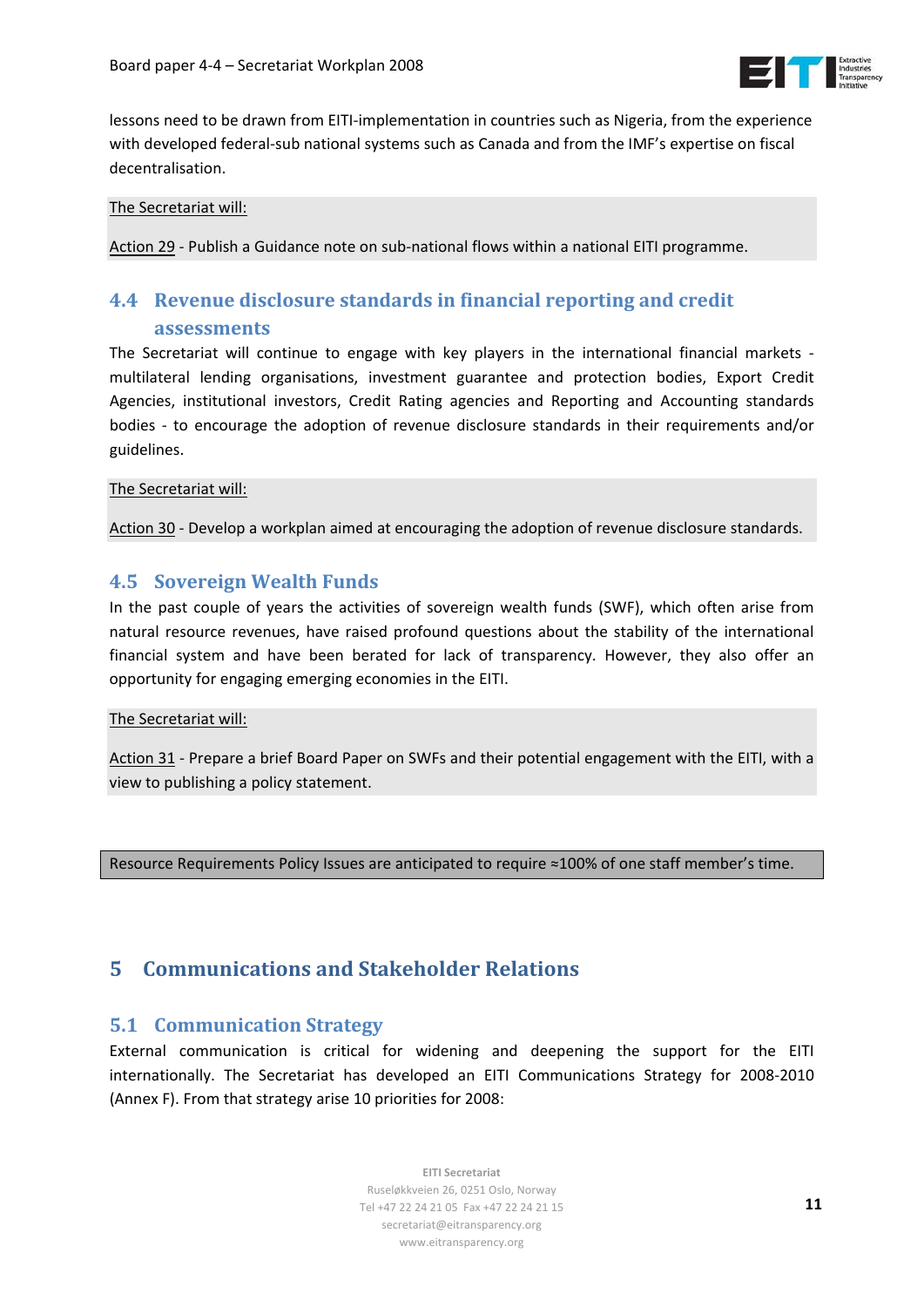lessons need to be drawn from EITI-implementation in countries such as Nigeria, from the experience with developed federal-sub national systems such as Canada and from the IMF's expertise on fiscal decentralisation.

The Secretariat will:

Action 29 - Publish a Guidance note on sub-national flows within a national EITI programme.

### 4.4 Revenue disclosure standards in financial reporting and credit assessments

The Secretariat will continue to engage with key players in the international financial markets - multilateral lending organisations, investment guarantee and protection bodies, Export Credit Agencies, institutional investors, Credit Rating agencies and Reporting and Accounting standards bodies - to encourage the adoption of revenue disclosure standards in their requirements and/or guidelines.

The Secretariat will:

Action 30 - Develop a workplan aimed at encouraging the adoption of revenue disclosure standards.

### 4.5 Sovereign Wealth Funds

In the past couple of years the activities of sovereign wealth funds (SWF), which often arise from natural resource revenues, have raised profound questions about the stability of the international financial system and have been berated for lack of transparency. However, they also offer an opportunity for engaging emerging economies in the EITI.

The Secretariat will:

Action 31 - Prepare a brief Board Paper on SWFs and their potential engagement with the EITI, with a view to publishing a policy statement.

Resource Requirements Policy Issues are anticipated to require ≈100% of one staff member's time.

## 5 Communications and Stakeholder Relations

### 5.1 Communication Strategy

External communication is critical for widening and deepening the support for the EITI internationally. The Secretariat has developed an EITI Communications Strategy for 2008-2010 (Annex F). From that strategy arise 10 priorities for 2008: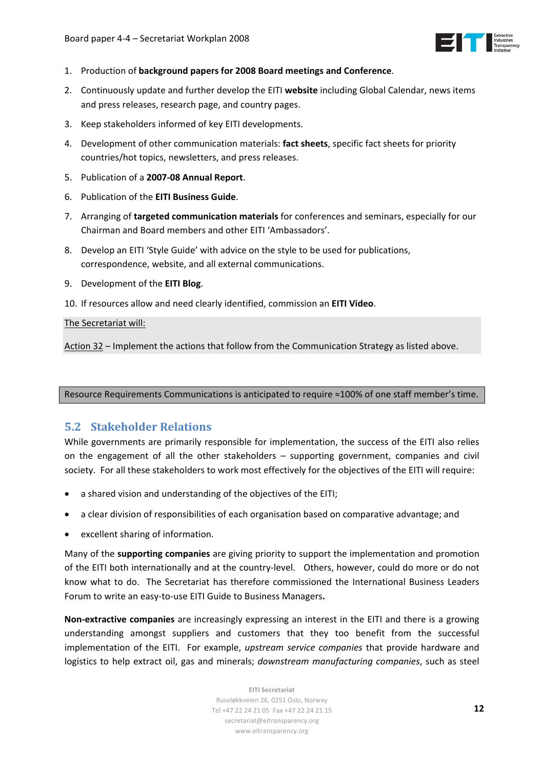1. Production of **background papers for 2008 Board meetings and Conference**.
2. Continuously update and further develop the EITI **website** including Global Calendar, news items and press releases, research page, and country pages.
3. Keep stakeholders informed of key EITI developments.
4. Development of other communication materials: **fact sheets**, specific fact sheets for priority countries/hot topics, newsletters, and press releases.
5. Publication of a **2007-08 Annual Report**.
6. Publication of the **EITI Business Guide**.
7. Arranging of **targeted communication materials** for conferences and seminars, especially for our Chairman and Board members and other EITI 'Ambassadors'.
8. Develop an EITI 'Style Guide' with advice on the style to be used for publications, correspondence, website, and all external communications.
9. Development of the **EITI Blog**.
10. If resources allow and need clearly identified, commission an **EITI Video**.

The Secretariat will:

Action 32 – Implement the actions that follow from the Communication Strategy as listed above.

Resource Requirements Communications is anticipated to require ≈100% of one staff member's time.

## 5.2 Stakeholder Relations

While governments are primarily responsible for implementation, the success of the EITI also relies on the engagement of all the other stakeholders – supporting government, companies and civil society. For all these stakeholders to work most effectively for the objectives of the EITI will require:

- a shared vision and understanding of the objectives of the EITI;
- a clear division of responsibilities of each organisation based on comparative advantage; and
- excellent sharing of information.

Many of the **supporting companies** are giving priority to support the implementation and promotion of the EITI both internationally and at the country-level. Others, however, could do more or do not know what to do. The Secretariat has therefore commissioned the International Business Leaders Forum to write an easy-to-use EITI Guide to Business Managers**.**

**Non-extractive companies** are increasingly expressing an interest in the EITI and there is a growing understanding amongst suppliers and customers that they too benefit from the successful implementation of the EITI. For example, *upstream service companies* that provide hardware and logistics to help extract oil, gas and minerals; *downstream manufacturing companies*, such as steel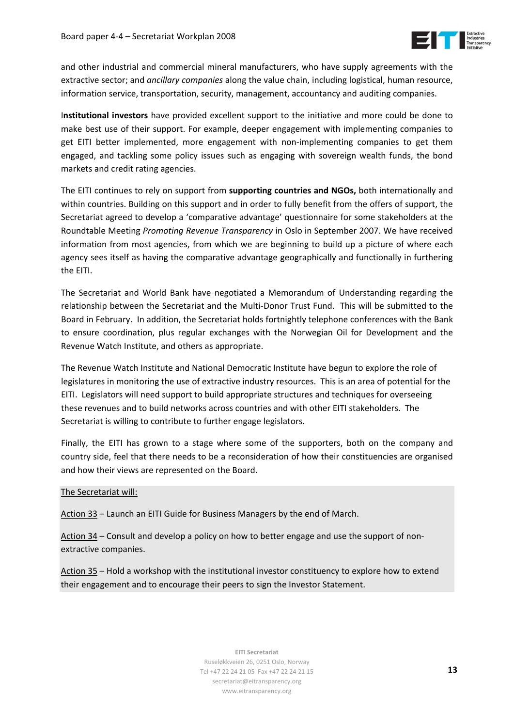and other industrial and commercial mineral manufacturers, who have supply agreements with the extractive sector; and *ancillary companies* along the value chain, including logistical, human resource, information service, transportation, security, management, accountancy and auditing companies.

I**nstitutional investors** have provided excellent support to the initiative and more could be done to make best use of their support. For example, deeper engagement with implementing companies to get EITI better implemented, more engagement with non-implementing companies to get them engaged, and tackling some policy issues such as engaging with sovereign wealth funds, the bond markets and credit rating agencies.

The EITI continues to rely on support from **supporting countries and NGOs,** both internationally and within countries. Building on this support and in order to fully benefit from the offers of support, the Secretariat agreed to develop a 'comparative advantage' questionnaire for some stakeholders at the Roundtable Meeting *Promoting Revenue Transparency* in Oslo in September 2007. We have received information from most agencies, from which we are beginning to build up a picture of where each agency sees itself as having the comparative advantage geographically and functionally in furthering the EITI.

The Secretariat and World Bank have negotiated a Memorandum of Understanding regarding the relationship between the Secretariat and the Multi-Donor Trust Fund. This will be submitted to the Board in February. In addition, the Secretariat holds fortnightly telephone conferences with the Bank to ensure coordination, plus regular exchanges with the Norwegian Oil for Development and the Revenue Watch Institute, and others as appropriate.

The Revenue Watch Institute and National Democratic Institute have begun to explore the role of legislatures in monitoring the use of extractive industry resources. This is an area of potential for the EITI. Legislators will need support to build appropriate structures and techniques for overseeing these revenues and to build networks across countries and with other EITI stakeholders. The Secretariat is willing to contribute to further engage legislators.

Finally, the EITI has grown to a stage where some of the supporters, both on the company and country side, feel that there needs to be a reconsideration of how their constituencies are organised and how their views are represented on the Board.

<u>The Secretariat will:</u>

<u>Action 33</u> – Launch an EITI Guide for Business Managers by the end of March.

<u>Action 34</u> – Consult and develop a policy on how to better engage and use the support of non-extractive companies.

<u>Action 35</u> – Hold a workshop with the institutional investor constituency to explore how to extend their engagement and to encourage their peers to sign the Investor Statement.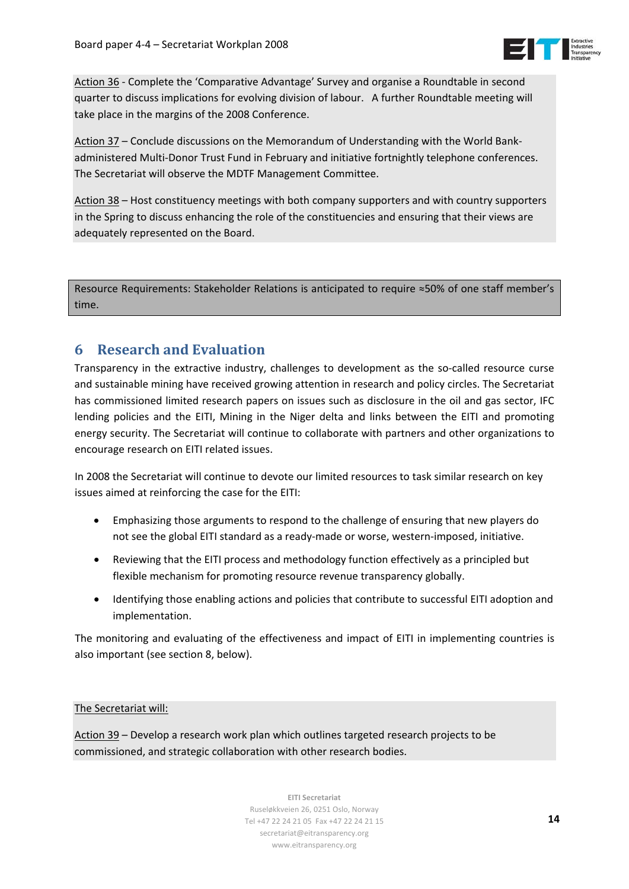Action 36 - Complete the 'Comparative Advantage' Survey and organise a Roundtable in second quarter to discuss implications for evolving division of labour. A further Roundtable meeting will take place in the margins of the 2008 Conference.

Action 37 – Conclude discussions on the Memorandum of Understanding with the World Bank-administered Multi-Donor Trust Fund in February and initiative fortnightly telephone conferences. The Secretariat will observe the MDTF Management Committee.

Action 38 – Host constituency meetings with both company supporters and with country supporters in the Spring to discuss enhancing the role of the constituencies and ensuring that their views are adequately represented on the Board.

Resource Requirements: Stakeholder Relations is anticipated to require ≈50% of one staff member's time.

## 6 Research and Evaluation

Transparency in the extractive industry, challenges to development as the so-called resource curse and sustainable mining have received growing attention in research and policy circles. The Secretariat has commissioned limited research papers on issues such as disclosure in the oil and gas sector, IFC lending policies and the EITI, Mining in the Niger delta and links between the EITI and promoting energy security. The Secretariat will continue to collaborate with partners and other organizations to encourage research on EITI related issues.

In 2008 the Secretariat will continue to devote our limited resources to task similar research on key issues aimed at reinforcing the case for the EITI:

- Emphasizing those arguments to respond to the challenge of ensuring that new players do not see the global EITI standard as a ready-made or worse, western-imposed, initiative.
- Reviewing that the EITI process and methodology function effectively as a principled but flexible mechanism for promoting resource revenue transparency globally.
- Identifying those enabling actions and policies that contribute to successful EITI adoption and implementation.

The monitoring and evaluating of the effectiveness and impact of EITI in implementing countries is also important (see section 8, below).

The Secretariat will:

Action 39 – Develop a research work plan which outlines targeted research projects to be commissioned, and strategic collaboration with other research bodies.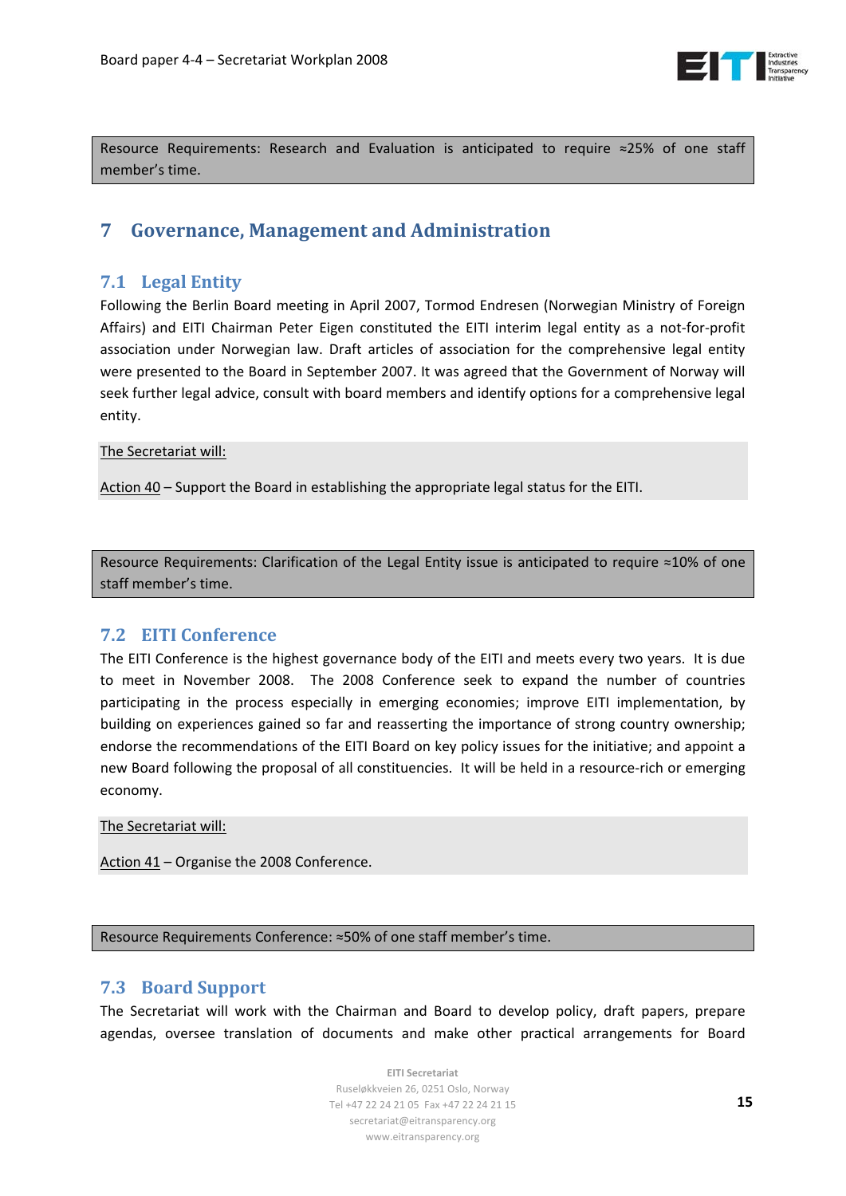Resource Requirements: Research and Evaluation is anticipated to require ≈25% of one staff member's time.

# 7 Governance, Management and Administration

## 7.1 Legal Entity

Following the Berlin Board meeting in April 2007, Tormod Endresen (Norwegian Ministry of Foreign Affairs) and EITI Chairman Peter Eigen constituted the EITI interim legal entity as a not-for-profit association under Norwegian law. Draft articles of association for the comprehensive legal entity were presented to the Board in September 2007. It was agreed that the Government of Norway will seek further legal advice, consult with board members and identify options for a comprehensive legal entity.

The Secretariat will:

Action 40 – Support the Board in establishing the appropriate legal status for the EITI.

Resource Requirements: Clarification of the Legal Entity issue is anticipated to require ≈10% of one staff member's time.

## 7.2 EITI Conference

The EITI Conference is the highest governance body of the EITI and meets every two years. It is due to meet in November 2008. The 2008 Conference seek to expand the number of countries participating in the process especially in emerging economies; improve EITI implementation, by building on experiences gained so far and reasserting the importance of strong country ownership; endorse the recommendations of the EITI Board on key policy issues for the initiative; and appoint a new Board following the proposal of all constituencies. It will be held in a resource-rich or emerging economy.

The Secretariat will:

Action 41 – Organise the 2008 Conference.

Resource Requirements Conference: ≈50% of one staff member's time.

## 7.3 Board Support

The Secretariat will work with the Chairman and Board to develop policy, draft papers, prepare agendas, oversee translation of documents and make other practical arrangements for Board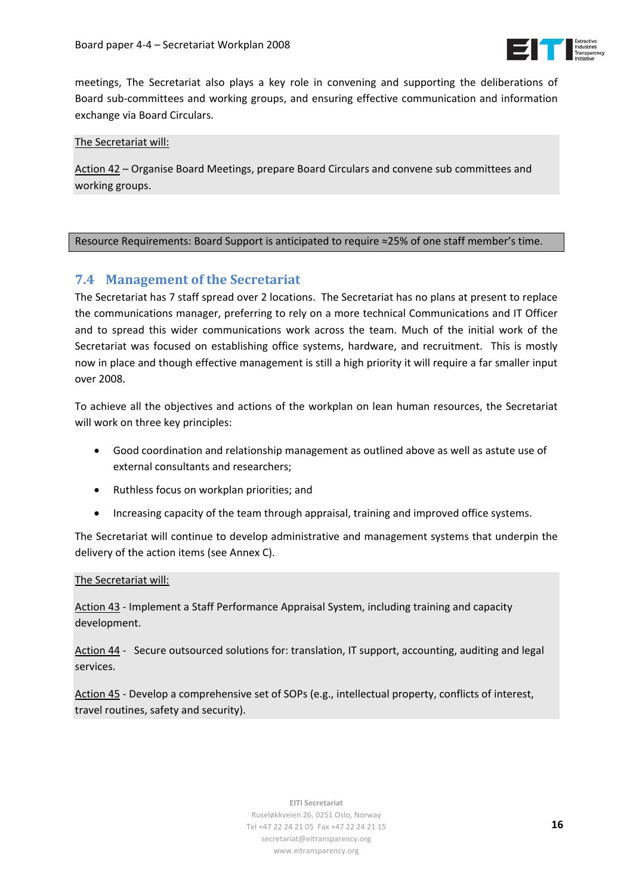meetings, The Secretariat also plays a key role in convening and supporting the deliberations of Board sub-committees and working groups, and ensuring effective communication and information exchange via Board Circulars.

The Secretariat will:

Action 42 – Organise Board Meetings, prepare Board Circulars and convene sub committees and working groups.

Resource Requirements: Board Support is anticipated to require ≈25% of one staff member's time.

## 7.4 Management of the Secretariat

The Secretariat has 7 staff spread over 2 locations. The Secretariat has no plans at present to replace the communications manager, preferring to rely on a more technical Communications and IT Officer and to spread this wider communications work across the team. Much of the initial work of the Secretariat was focused on establishing office systems, hardware, and recruitment. This is mostly now in place and though effective management is still a high priority it will require a far smaller input over 2008.

To achieve all the objectives and actions of the workplan on lean human resources, the Secretariat will work on three key principles:

- Good coordination and relationship management as outlined above as well as astute use of external consultants and researchers;
- Ruthless focus on workplan priorities; and
- Increasing capacity of the team through appraisal, training and improved office systems.

The Secretariat will continue to develop administrative and management systems that underpin the delivery of the action items (see Annex C).

The Secretariat will:

Action 43 - Implement a Staff Performance Appraisal System, including training and capacity development.

Action 44 - Secure outsourced solutions for: translation, IT support, accounting, auditing and legal services.

Action 45 - Develop a comprehensive set of SOPs (e.g., intellectual property, conflicts of interest, travel routines, safety and security).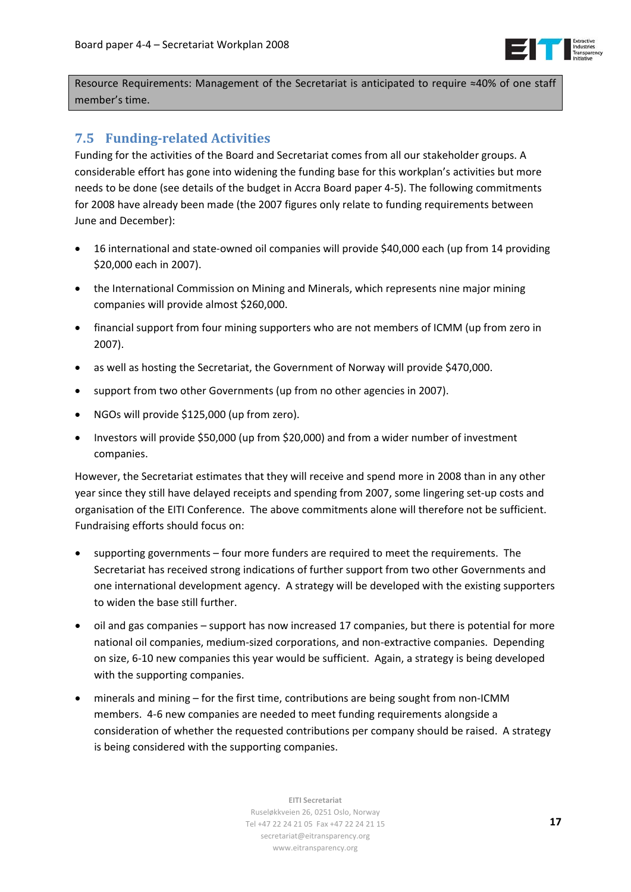Resource Requirements: Management of the Secretariat is anticipated to require ≈40% of one staff member's time.

## 7.5 Funding-related Activities

Funding for the activities of the Board and Secretariat comes from all our stakeholder groups. A considerable effort has gone into widening the funding base for this workplan's activities but more needs to be done (see details of the budget in Accra Board paper 4-5). The following commitments for 2008 have already been made (the 2007 figures only relate to funding requirements between June and December):

- 16 international and state-owned oil companies will provide $40,000 each (up from 14 providing $20,000 each in 2007).
- the International Commission on Mining and Minerals, which represents nine major mining companies will provide almost $260,000.
- financial support from four mining supporters who are not members of ICMM (up from zero in 2007).
- as well as hosting the Secretariat, the Government of Norway will provide $470,000.
- support from two other Governments (up from no other agencies in 2007).
- NGOs will provide $125,000 (up from zero).
- Investors will provide $50,000 (up from $20,000) and from a wider number of investment companies.

However, the Secretariat estimates that they will receive and spend more in 2008 than in any other year since they still have delayed receipts and spending from 2007, some lingering set-up costs and organisation of the EITI Conference. The above commitments alone will therefore not be sufficient. Fundraising efforts should focus on:

- supporting governments – four more funders are required to meet the requirements. The Secretariat has received strong indications of further support from two other Governments and one international development agency. A strategy will be developed with the existing supporters to widen the base still further.
- oil and gas companies – support has now increased 17 companies, but there is potential for more national oil companies, medium-sized corporations, and non-extractive companies. Depending on size, 6-10 new companies this year would be sufficient. Again, a strategy is being developed with the supporting companies.
- minerals and mining – for the first time, contributions are being sought from non-ICMM members. 4-6 new companies are needed to meet funding requirements alongside a consideration of whether the requested contributions per company should be raised. A strategy is being considered with the supporting companies.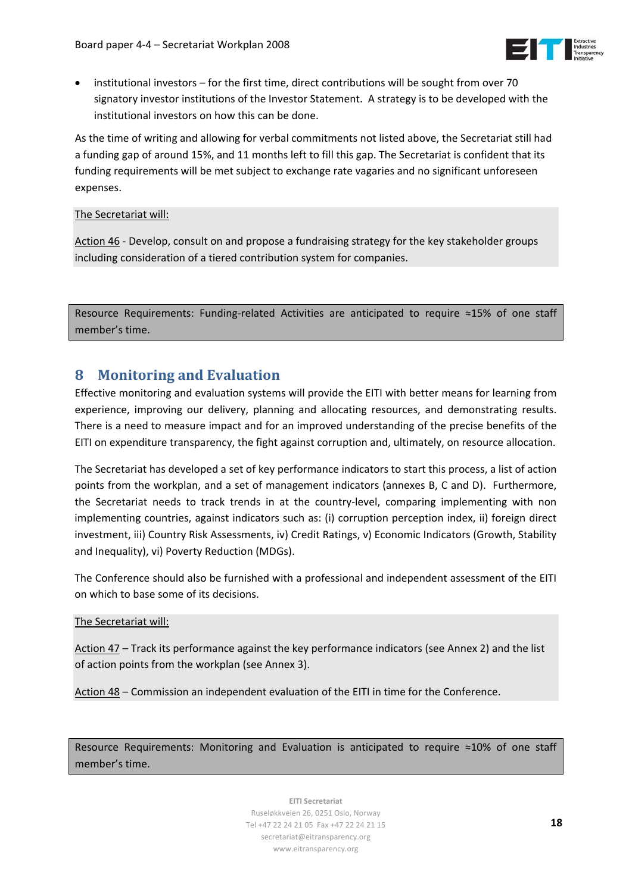- institutional investors – for the first time, direct contributions will be sought from over 70 signatory investor institutions of the Investor Statement. A strategy is to be developed with the institutional investors on how this can be done.

As the time of writing and allowing for verbal commitments not listed above, the Secretariat still had a funding gap of around 15%, and 11 months left to fill this gap. The Secretariat is confident that its funding requirements will be met subject to exchange rate vagaries and no significant unforeseen expenses.

The Secretariat will:

Action 46 - Develop, consult on and propose a fundraising strategy for the key stakeholder groups including consideration of a tiered contribution system for companies.

Resource Requirements: Funding-related Activities are anticipated to require ≈15% of one staff member's time.

## 8 Monitoring and Evaluation

Effective monitoring and evaluation systems will provide the EITI with better means for learning from experience, improving our delivery, planning and allocating resources, and demonstrating results. There is a need to measure impact and for an improved understanding of the precise benefits of the EITI on expenditure transparency, the fight against corruption and, ultimately, on resource allocation.

The Secretariat has developed a set of key performance indicators to start this process, a list of action points from the workplan, and a set of management indicators (annexes B, C and D). Furthermore, the Secretariat needs to track trends in at the country-level, comparing implementing with non implementing countries, against indicators such as: (i) corruption perception index, ii) foreign direct investment, iii) Country Risk Assessments, iv) Credit Ratings, v) Economic Indicators (Growth, Stability and Inequality), vi) Poverty Reduction (MDGs).

The Conference should also be furnished with a professional and independent assessment of the EITI on which to base some of its decisions.

The Secretariat will:

Action 47 – Track its performance against the key performance indicators (see Annex 2) and the list of action points from the workplan (see Annex 3).

Action 48 – Commission an independent evaluation of the EITI in time for the Conference.

Resource Requirements: Monitoring and Evaluation is anticipated to require ≈10% of one staff member's time.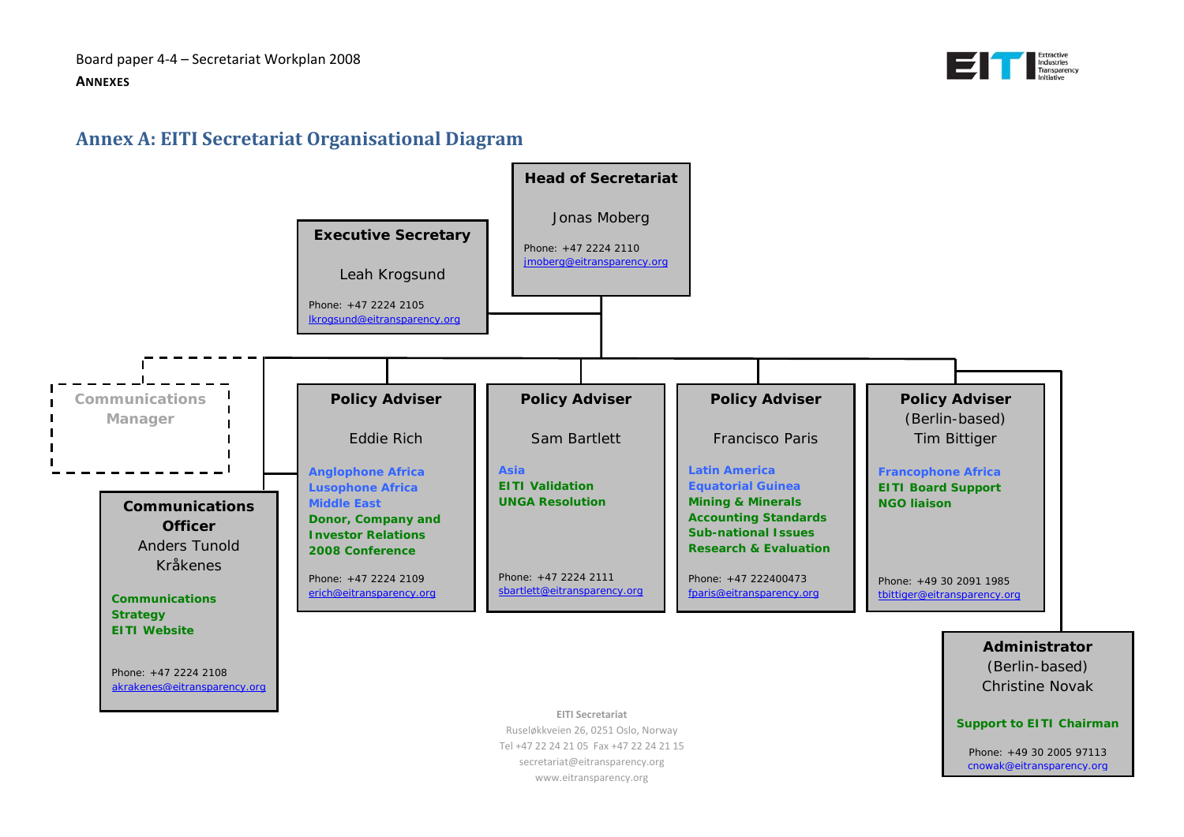ANNEXES

## Annex A: EITI Secretariat Organisational Diagram

**Head of Secretariat**

Jonas Moberg

Phone: +47 2224 2110
jmoberg@eitransparency.org

**Executive Secretary**

Leah Krogsund

Phone: +47 2224 2105
lkrogsund@eitransparency.org

**Communications Manager**

**Communications Officer**
Anders Tunold Kråkenes

**Communications**
**Strategy**
**EITI Website**

Phone: +47 2224 2108
akrakenes@eitransparency.org

**Policy Adviser**

Eddie Rich

**Anglophone Africa**
**Lusophone Africa**
**Middle East**
**Donor, Company and Investor Relations**
**2008 Conference**

Phone: +47 2224 2109
erich@eitransparency.org

**Policy Adviser**

Sam Bartlett

**Asia**
**EITI Validation**
**UNGA Resolution**

Phone: +47 2224 2111
sbartlett@eitransparency.org

**Policy Adviser**

Francisco Paris

**Latin America**
**Equatorial Guinea**
**Mining & Minerals**
**Accounting Standards**
**Sub-national Issues**
**Research & Evaluation**

Phone: +47 222400473
fparis@eitransparency.org

**Policy Adviser**
(Berlin-based)
Tim Bittiger

**Francophone Africa**
**EITI Board Support**
**NGO liaison**

Phone: +49 30 2091 1985
tbittiger@eitransparency.org

**Administrator**
(Berlin-based)
Christine Novak

**Support to EITI Chairman**

Phone: +49 30 2005 97113
cnowak@eitransparency.org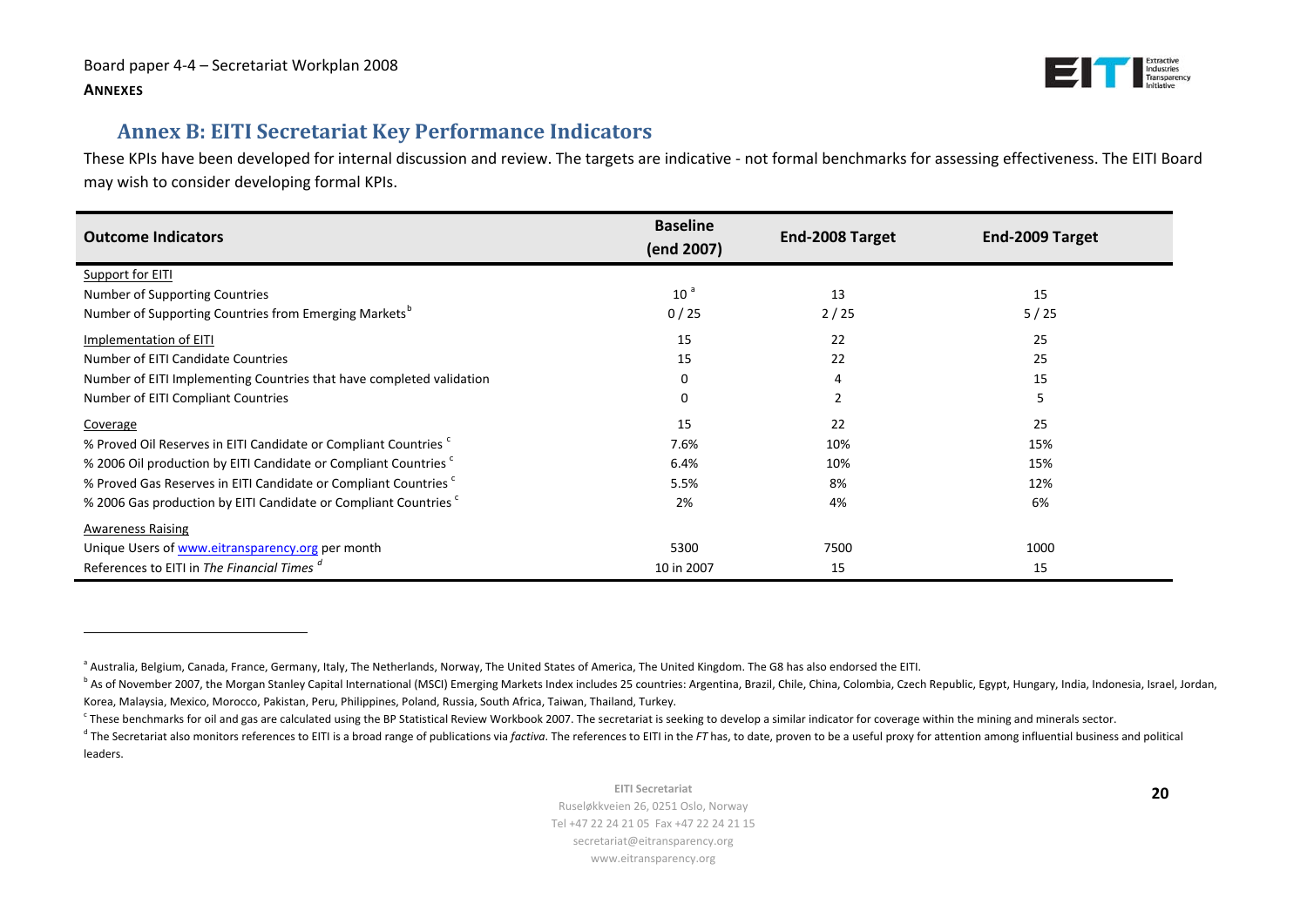## Annex B: EITI Secretariat Key Performance Indicators

These KPIs have been developed for internal discussion and review. The targets are indicative - not formal benchmarks for assessing effectiveness. The EITI Board may wish to consider developing formal KPIs.

| Outcome Indicators | Baseline (end 2007) | End-2008 Target | End-2009 Target |
|---|---|---|---|
| Support for EITI | | | |
| Number of Supporting Countries | 10 [a] | 13 | 15 |
| Number of Supporting Countries from Emerging Markets [b] | 0 / 25 | 2 / 25 | 5 / 25 |
| Implementation of EITI | 15 | 22 | 25 |
| Number of EITI Candidate Countries | 15 | 22 | 25 |
| Number of EITI Implementing Countries that have completed validation | 0 | 4 | 15 |
| Number of EITI Compliant Countries | 0 | 2 | 5 |
| Coverage | 15 | 22 | 25 |
| % Proved Oil Reserves in EITI Candidate or Compliant Countries [c] | 7.6% | 10% | 15% |
| % 2006 Oil production by EITI Candidate or Compliant Countries [c] | 6.4% | 10% | 15% |
| % Proved Gas Reserves in EITI Candidate or Compliant Countries [c] | 5.5% | 8% | 12% |
| % 2006 Gas production by EITI Candidate or Compliant Countries [c] | 2% | 4% | 6% |
| Awareness Raising | | | |
| Unique Users of www.eitransparency.org per month | 5300 | 7500 | 1000 |
| References to EITI in *The Financial Times* [d] | 10 in 2007 | 15 | 15 |

---

[a] Australia, Belgium, Canada, France, Germany, Italy, The Netherlands, Norway, The United States of America, The United Kingdom. The G8 has also endorsed the EITI.

[b] As of November 2007, the Morgan Stanley Capital International (MSCI) Emerging Markets Index includes 25 countries: Argentina, Brazil, Chile, China, Colombia, Czech Republic, Egypt, Hungary, India, Indonesia, Israel, Jordan, Korea, Malaysia, Mexico, Morocco, Pakistan, Peru, Philippines, Poland, Russia, South Africa, Taiwan, Thailand, Turkey.

[c] These benchmarks for oil and gas are calculated using the BP Statistical Review Workbook 2007. The secretariat is seeking to develop a similar indicator for coverage within the mining and minerals sector.

[d] The Secretariat also monitors references to EITI is a broad range of publications via *factiva*. The references to EITI in the *FT* has, to date, proven to be a useful proxy for attention among influential business and political leaders.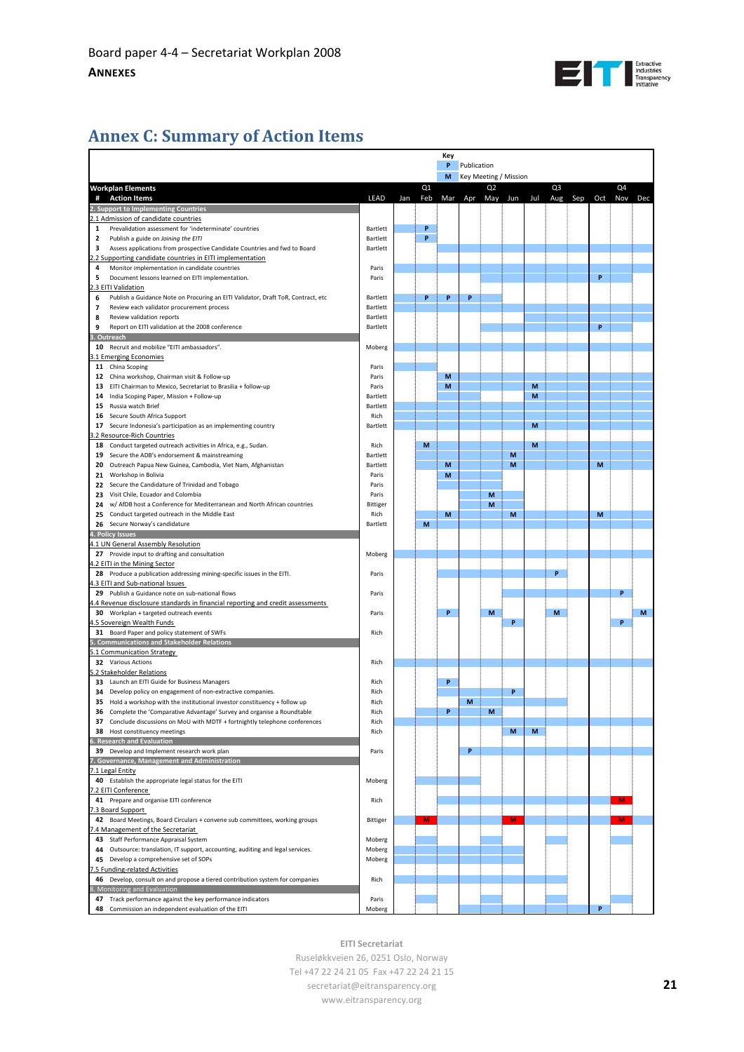Board paper 4-4 – Secretariat Workplan 2008

**ANNEXES**

# Annex C: Summary of Action Items

**Key**

- **P** Publication
- **M** Key Meeting / Mission

| # | Workplan Elements / Action Items | LEAD | Jan | Feb | Mar | Apr | May | Jun | Jul | Aug | Sep | Oct | Nov | Dec |
|---|---|---|---|---|---|---|---|---|---|---|---|---|---|---|
| | | | | Q1 | | | Q2 | | | Q3 | | | Q4 | |
| | **2. Support to Implementing Countries** | | | | | | | | | | | | | |
| | 2.1 Admission of candidate countries | | | | | | | | | | | | | |
| 1 | Prevalidation assessment for 'indeterminate' countries | Bartlett | | P | | | | | | | | | | |
| 2 | Publish a guide on *Joining the EITI* | Bartlett | | P | | | | | | | | | | |
| 3 | Assess applications from prospective Candidate Countries and fwd to Board | Bartlett | | | | | | | | | | | | |
| | 2.2 Supporting candidate countries in EITI implementation | | | | | | | | | | | | | |
| 4 | Monitor implementation in candidate countries | Paris | | | | | | | | | | | | |
| 5 | Document lessons learned on EITI implementation. | Paris | | | | | | | | | | P | | |
| | 2.3 EITI Validation | | | | | | | | | | | | | |
| 6 | Publish a Guidance Note on Procuring an EITI Validator, Draft ToR, Contract, etc | Bartlett | | P | P | P | | | | | | | | |
| 7 | Review each validator procurement process | Bartlett | | | | | | | | | | | | |
| 8 | Review validation reports | Bartlett | | | | | | | | | | | | |
| 9 | Report on EITI validation at the 2008 conference | Bartlett | | | | | | | | | | P | | |
| | **3. Outreach** | | | | | | | | | | | | | |
| 10 | Recruit and mobilize "EITI ambassadors". | Moberg | | | | | | | | | | | | |
| | 3.1 Emerging Economies | | | | | | | | | | | | | |
| 11 | China Scoping | Paris | | | | | | | | | | | | |
| 12 | China workshop, Chairman visit & Follow-up | Paris | | | M | | | | | | | | | |
| 13 | EITI Chairman to Mexico, Secretariat to Brasilia + follow-up | Paris | | | M | | | | M | | | | | |
| 14 | India Scoping Paper, Mission + Follow-up | Bartlett | | | | | | | M | | | | | |
| 15 | Russia watch Brief | Bartlett | | | | | | | | | | | | |
| 16 | Secure South Africa Support | Rich | | | | | | | | | | | | |
| 17 | Secure Indonesia's participation as an implementing country | Bartlett | | | | | | | M | | | | | |
| | 3.2 Resource-Rich Countries | | | | | | | | | | | | | |
| 18 | Conduct targeted outreach activities in Africa, e.g., Sudan. | Rich | | M | | | | | M | | | | | |
| 19 | Secure the ADB's endorsement & mainstreaming | Bartlett | | | | | | M | | | | | | |
| 20 | Outreach Papua New Guinea, Cambodia, Viet Nam, Afghanistan | Bartlett | | | M | | | M | | | | M | | |
| 21 | Workshop in Bolivia | Paris | | | M | | | | | | | | | |
| 22 | Secure the Candidature of Trinidad and Tobago | Paris | | | | | | | | | | | | |
| 23 | Visit Chile, Ecuador and Colombia | Paris | | | | | M | | | | | | | |
| 24 | w/ AfDB host a Conference for Mediterranean and North African countries | Bittiger | | | | | M | | | | | | | |
| 25 | Conduct targeted outreach in the Middle East | Rich | | | M | | | M | | | | M | | |
| 26 | Secure Norway's candidature | Bartlett | | M | | | | | | | | | | |
| | **4. Policy Issues** | | | | | | | | | | | | | |
| | 4.1 UN General Assembly Resolution | | | | | | | | | | | | | |
| 27 | Provide input to drafting and consultation | Moberg | | | | | | | | | | | | |
| | 4.2 EITI in the Mining Sector | | | | | | | | | | | | | |
| 28 | Produce a publication addressing mining-specific issues in the EITI. | Paris | | | | | | | | P | | | | |
| | 4.3 EITI and Sub-national Issues | | | | | | | | | | | | | |
| 29 | Publish a Guidance note on sub-national flows | Paris | | | | | | | | | | | P | |
| | 4.4 Revenue disclosure standards in financial reporting and credit assessments | | | | | | | | | | | | | |
| 30 | Workplan + targeted outreach events | Paris | | | P | | M | | | M | | | | M |
| | 4.5 Sovereign Wealth Funds | | | | | | | | | | | | | |
| 31 | Board Paper and policy statement of SWFs | Rich | | | | | | P | | | | | P | |
| | **5. Communications and Stakeholder Relations** | | | | | | | | | | | | | |
| | 5.1 Communication Strategy | | | | | | | | | | | | | |
| 32 | Various Actions | Rich | | | | | | | | | | | | |
| | 5.2 Stakeholder Relations | | | | | | | | | | | | | |
| 33 | Launch an EITI Guide for Business Managers | Rich | | | P | | | | | | | | | |
| 34 | Develop policy on engagement of non-extractive companies. | Rich | | | | | | P | | | | | | |
| 35 | Hold a workshop with the institutional investor constituency + follow up | Rich | | | | M | | | | | | | | |
| 36 | Complete the 'Comparative Advantage' Survey and organise a Roundtable | Rich | | | P | | M | | | | | | | |
| 37 | Conclude discussions on MoU with MDTF + fortnightly telephone conferences | Rich | | | | | | | | | | | | |
| 38 | Host constituency meetings | Rich | | | | | | M | M | | | | | |
| | **6. Research and Evaluation** | | | | | | | | | | | | | |
| 39 | Develop and Implement research work plan | Paris | | | | P | | | | | | | | |
| | **7. Governance, Management and Administration** | | | | | | | | | | | | | |
| | 7.1 Legal Entity | | | | | | | | | | | | | |
| 40 | Establish the appropriate legal status for the EITI | Moberg | | | | | | | | | | | | |
| | 7.2 EITI Conference | | | | | | | | | | | | | |
| 41 | Prepare and organise EITI conference | Rich | | | | | | | | | | | M | |
| | 7.3 Board Support | | | | | | | | | | | | | |
| 42 | Board Meetings, Board Circulars + convene sub committees, working groups | Bittiger | | M | | | | M | | | | | M | |
| | 7.4 Management of the Secretariat | | | | | | | | | | | | | |
| 43 | Staff Performance Appraisal System | Moberg | | | | | | | | | | | | |
| 44 | Outsource: translation, IT support, accounting, auditing and legal services. | Moberg | | | | | | | | | | | | |
| 45 | Develop a comprehensive set of SOPs | Moberg | | | | | | | | | | | | |
| | 7.5 Funding-related Activities | | | | | | | | | | | | | |
| 46 | Develop, consult on and propose a tiered contribution system for companies | Rich | | | | | | | | | | | | |
| | **8. Monitoring and Evaluation** | | | | | | | | | | | | | |
| 47 | Track performance against the key performance indicators | Paris | | | | | | | | | | | | |
| 48 | Commission an independent evaluation of the EITI | Moberg | | | | | | | | | | P | | |

EITI Secretariat
Ruseløkkveien 26, 0251 Oslo, Norway
Tel +47 22 24 21 05 Fax +47 22 24 21 15
secretariat@eitransparency.org
www.eitransparency.org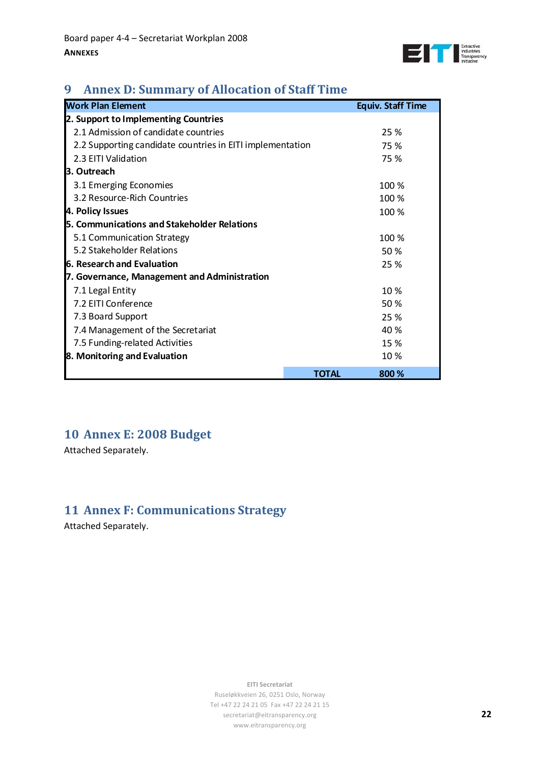# 9 Annex D: Summary of Allocation of Staff Time

| Work Plan Element | Equiv. Staff Time |
|---|---|
| **2. Support to Implementing Countries** | |
| 2.1 Admission of candidate countries | 25 % |
| 2.2 Supporting candidate countries in EITI implementation | 75 % |
| 2.3 EITI Validation | 75 % |
| **3. Outreach** | |
| 3.1 Emerging Economies | 100 % |
| 3.2 Resource-Rich Countries | 100 % |
| **4. Policy Issues** | 100 % |
| **5. Communications and Stakeholder Relations** | |
| 5.1 Communication Strategy | 100 % |
| 5.2 Stakeholder Relations | 50 % |
| **6. Research and Evaluation** | 25 % |
| **7. Governance, Management and Administration** | |
| 7.1 Legal Entity | 10 % |
| 7.2 EITI Conference | 50 % |
| 7.3 Board Support | 25 % |
| 7.4 Management of the Secretariat | 40 % |
| 7.5 Funding-related Activities | 15 % |
| **8. Monitoring and Evaluation** | 10 % |
| **TOTAL** | **800 %** |

# 10 Annex E: 2008 Budget

Attached Separately.

# 11 Annex F: Communications Strategy

Attached Separately.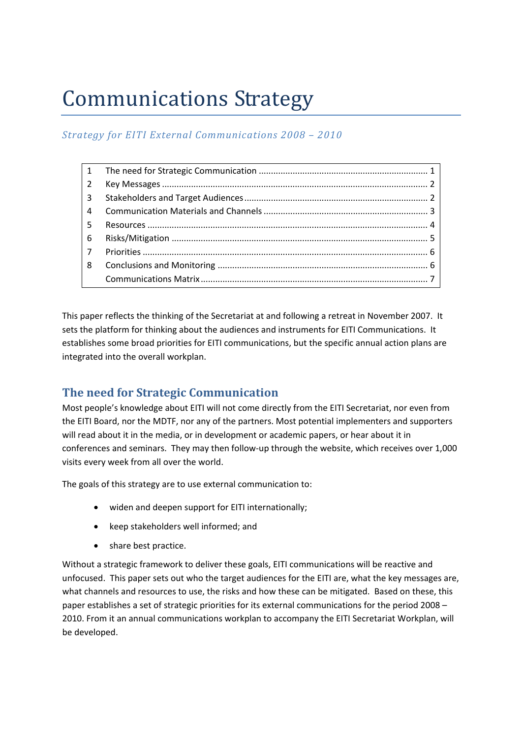# Communications Strategy

*Strategy for EITI External Communications 2008 – 2010*

| | | |
|---|---|---|
| 1 | The need for Strategic Communication | 1 |
| 2 | Key Messages | 2 |
| 3 | Stakeholders and Target Audiences | 2 |
| 4 | Communication Materials and Channels | 3 |
| 5 | Resources | 4 |
| 6 | Risks/Mitigation | 5 |
| 7 | Priorities | 6 |
| 8 | Conclusions and Monitoring | 6 |
| | Communications Matrix | 7 |

This paper reflects the thinking of the Secretariat at and following a retreat in November 2007. It sets the platform for thinking about the audiences and instruments for EITI Communications. It establishes some broad priorities for EITI communications, but the specific annual action plans are integrated into the overall workplan.

## The need for Strategic Communication

Most people's knowledge about EITI will not come directly from the EITI Secretariat, nor even from the EITI Board, nor the MDTF, nor any of the partners. Most potential implementers and supporters will read about it in the media, or in development or academic papers, or hear about it in conferences and seminars. They may then follow-up through the website, which receives over 1,000 visits every week from all over the world.

The goals of this strategy are to use external communication to:

- widen and deepen support for EITI internationally;
- keep stakeholders well informed; and
- share best practice.

Without a strategic framework to deliver these goals, EITI communications will be reactive and unfocused. This paper sets out who the target audiences for the EITI are, what the key messages are, what channels and resources to use, the risks and how these can be mitigated. Based on these, this paper establishes a set of strategic priorities for its external communications for the period 2008 – 2010. From it an annual communications workplan to accompany the EITI Secretariat Workplan, will be developed.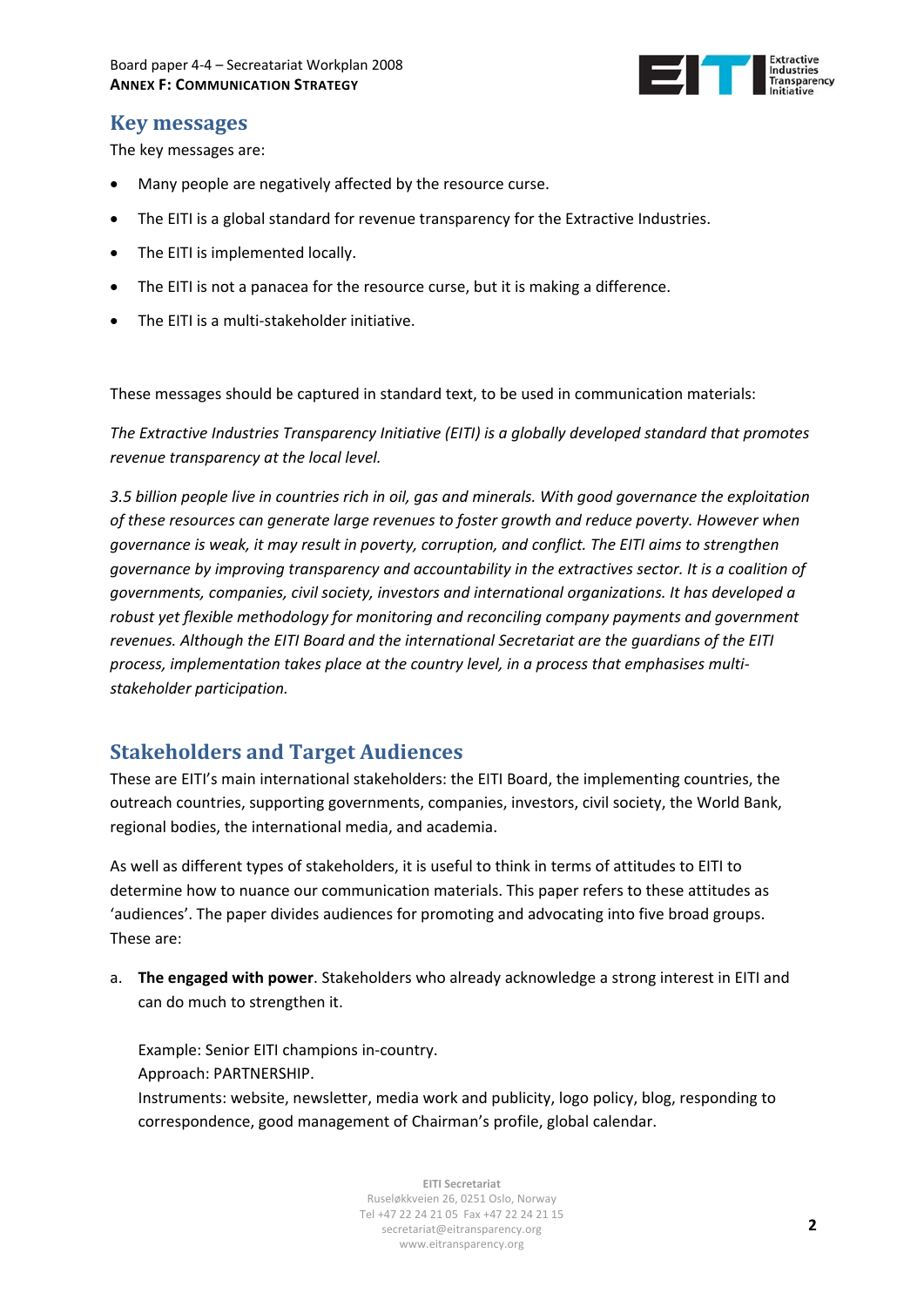## Key messages

The key messages are:

- Many people are negatively affected by the resource curse.
- The EITI is a global standard for revenue transparency for the Extractive Industries.
- The EITI is implemented locally.
- The EITI is not a panacea for the resource curse, but it is making a difference.
- The EITI is a multi-stakeholder initiative.

These messages should be captured in standard text, to be used in communication materials:

*The Extractive Industries Transparency Initiative (EITI) is a globally developed standard that promotes revenue transparency at the local level.*

*3.5 billion people live in countries rich in oil, gas and minerals. With good governance the exploitation of these resources can generate large revenues to foster growth and reduce poverty. However when governance is weak, it may result in poverty, corruption, and conflict. The EITI aims to strengthen governance by improving transparency and accountability in the extractives sector. It is a coalition of governments, companies, civil society, investors and international organizations. It has developed a robust yet flexible methodology for monitoring and reconciling company payments and government revenues. Although the EITI Board and the international Secretariat are the guardians of the EITI process, implementation takes place at the country level, in a process that emphasises multi-stakeholder participation.*

## Stakeholders and Target Audiences

These are EITI's main international stakeholders: the EITI Board, the implementing countries, the outreach countries, supporting governments, companies, investors, civil society, the World Bank, regional bodies, the international media, and academia.

As well as different types of stakeholders, it is useful to think in terms of attitudes to EITI to determine how to nuance our communication materials. This paper refers to these attitudes as 'audiences'. The paper divides audiences for promoting and advocating into five broad groups. These are:

a. **The engaged with power**. Stakeholders who already acknowledge a strong interest in EITI and can do much to strengthen it.

   Example: Senior EITI champions in-country.
   Approach: PARTNERSHIP.
   Instruments: website, newsletter, media work and publicity, logo policy, blog, responding to correspondence, good management of Chairman's profile, global calendar.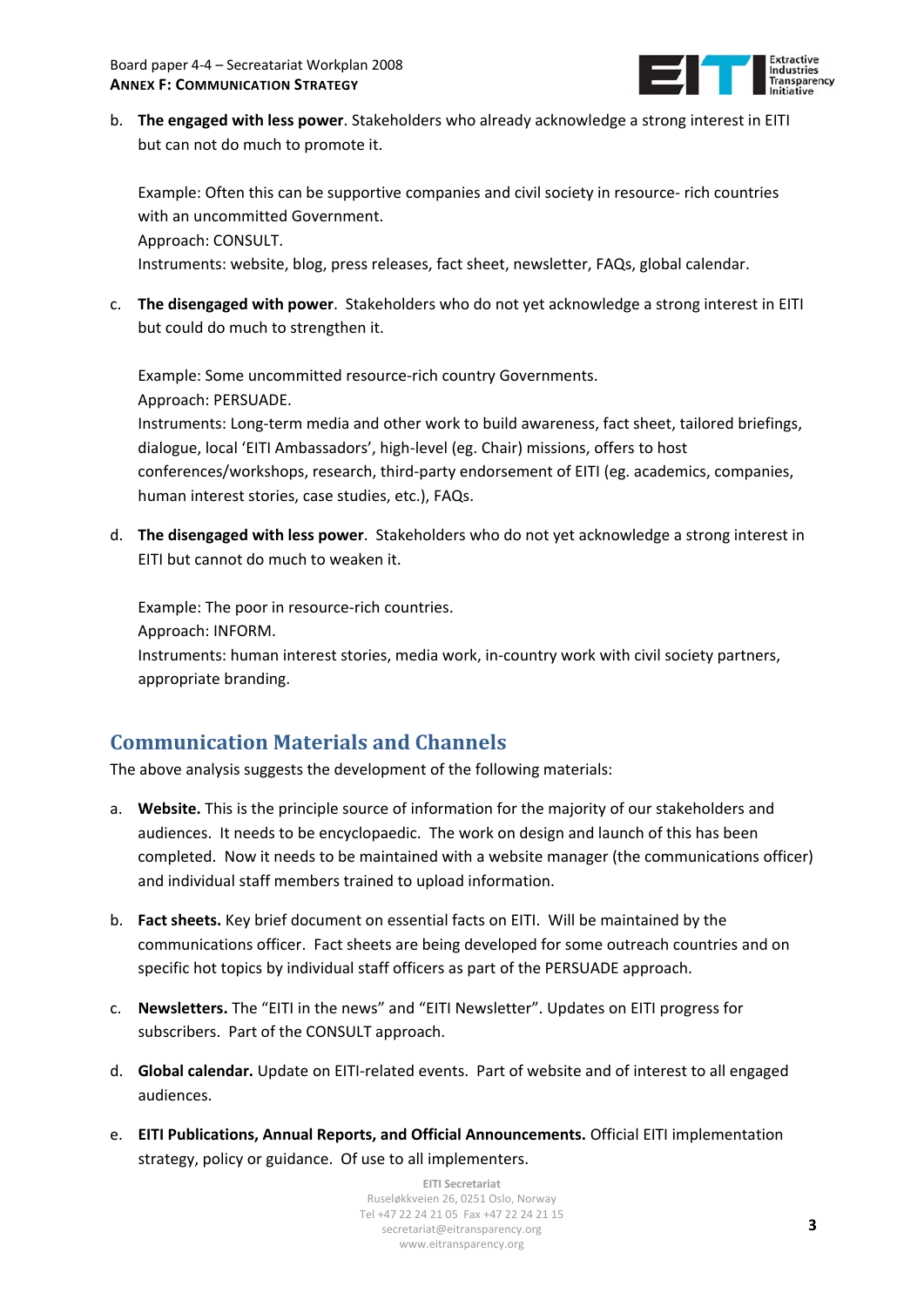b. **The engaged with less power**. Stakeholders who already acknowledge a strong interest in EITI but can not do much to promote it.

   Example: Often this can be supportive companies and civil society in resource- rich countries with an uncommitted Government.
   Approach: CONSULT.
   Instruments: website, blog, press releases, fact sheet, newsletter, FAQs, global calendar.

c. **The disengaged with power**. Stakeholders who do not yet acknowledge a strong interest in EITI but could do much to strengthen it.

   Example: Some uncommitted resource-rich country Governments.
   Approach: PERSUADE.
   Instruments: Long-term media and other work to build awareness, fact sheet, tailored briefings, dialogue, local 'EITI Ambassadors', high-level (eg. Chair) missions, offers to host conferences/workshops, research, third-party endorsement of EITI (eg. academics, companies, human interest stories, case studies, etc.), FAQs.

d. **The disengaged with less power**. Stakeholders who do not yet acknowledge a strong interest in EITI but cannot do much to weaken it.

   Example: The poor in resource-rich countries.
   Approach: INFORM.
   Instruments: human interest stories, media work, in-country work with civil society partners, appropriate branding.

## Communication Materials and Channels

The above analysis suggests the development of the following materials:

a. **Website.** This is the principle source of information for the majority of our stakeholders and audiences. It needs to be encyclopaedic. The work on design and launch of this has been completed. Now it needs to be maintained with a website manager (the communications officer) and individual staff members trained to upload information.

b. **Fact sheets.** Key brief document on essential facts on EITI. Will be maintained by the communications officer. Fact sheets are being developed for some outreach countries and on specific hot topics by individual staff officers as part of the PERSUADE approach.

c. **Newsletters.** The "EITI in the news" and "EITI Newsletter". Updates on EITI progress for subscribers. Part of the CONSULT approach.

d. **Global calendar.** Update on EITI-related events. Part of website and of interest to all engaged audiences.

e. **EITI Publications, Annual Reports, and Official Announcements.** Official EITI implementation strategy, policy or guidance. Of use to all implementers.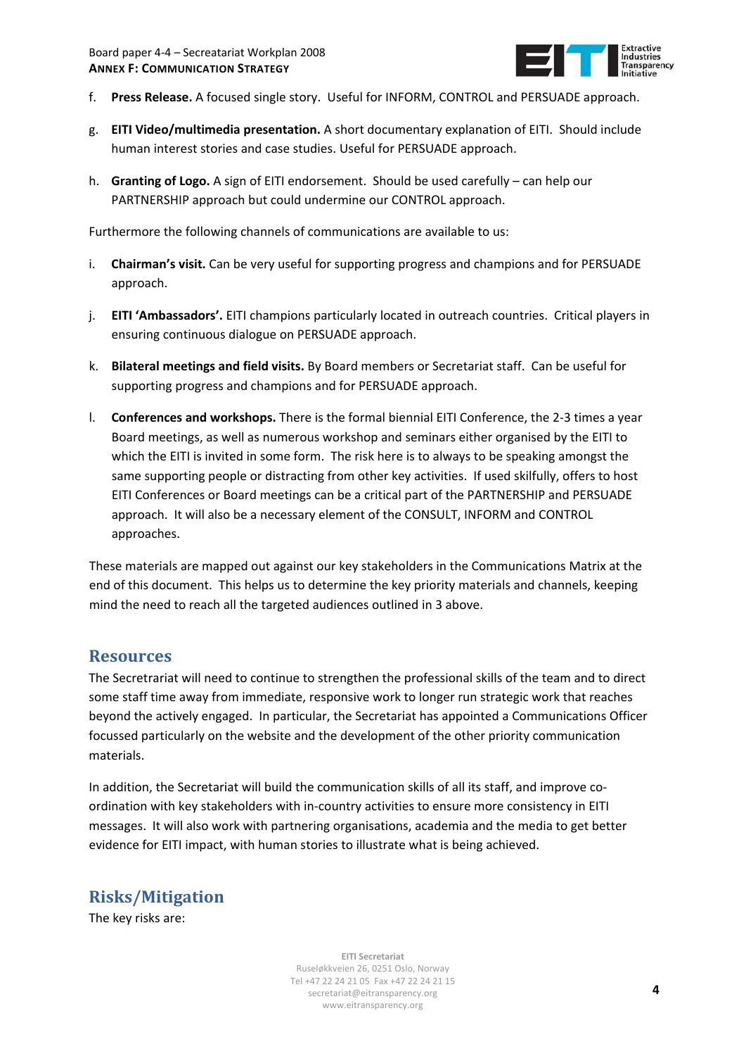f. **Press Release.** A focused single story. Useful for INFORM, CONTROL and PERSUADE approach.

g. **EITI Video/multimedia presentation.** A short documentary explanation of EITI. Should include human interest stories and case studies. Useful for PERSUADE approach.

h. **Granting of Logo.** A sign of EITI endorsement. Should be used carefully – can help our PARTNERSHIP approach but could undermine our CONTROL approach.

Furthermore the following channels of communications are available to us:

i. **Chairman's visit.** Can be very useful for supporting progress and champions and for PERSUADE approach.

j. **EITI 'Ambassadors'.** EITI champions particularly located in outreach countries. Critical players in ensuring continuous dialogue on PERSUADE approach.

k. **Bilateral meetings and field visits.** By Board members or Secretariat staff. Can be useful for supporting progress and champions and for PERSUADE approach.

l. **Conferences and workshops.** There is the formal biennial EITI Conference, the 2-3 times a year Board meetings, as well as numerous workshop and seminars either organised by the EITI to which the EITI is invited in some form. The risk here is to always to be speaking amongst the same supporting people or distracting from other key activities. If used skilfully, offers to host EITI Conferences or Board meetings can be a critical part of the PARTNERSHIP and PERSUADE approach. It will also be a necessary element of the CONSULT, INFORM and CONTROL approaches.

These materials are mapped out against our key stakeholders in the Communications Matrix at the end of this document. This helps us to determine the key priority materials and channels, keeping mind the need to reach all the targeted audiences outlined in 3 above.

## Resources

The Secretriat will need to continue to strengthen the professional skills of the team and to direct some staff time away from immediate, responsive work to longer run strategic work that reaches beyond the actively engaged. In particular, the Secretariat has appointed a Communications Officer focussed particularly on the website and the development of the other priority communication materials.

In addition, the Secretariat will build the communication skills of all its staff, and improve co-ordination with key stakeholders with in-country activities to ensure more consistency in EITI messages. It will also work with partnering organisations, academia and the media to get better evidence for EITI impact, with human stories to illustrate what is being achieved.

## Risks/Mitigation

The key risks are: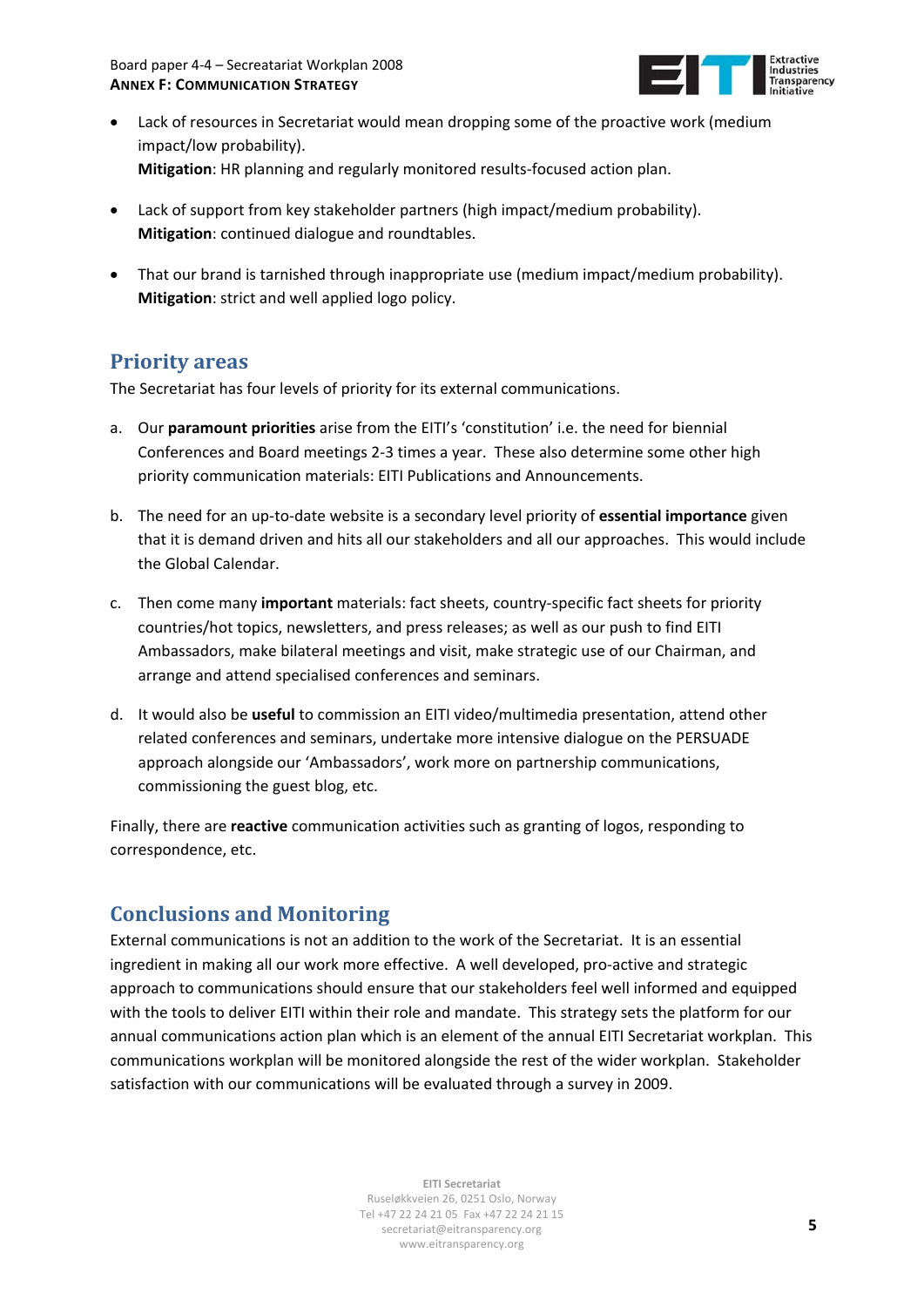- Lack of resources in Secretariat would mean dropping some of the proactive work (medium impact/low probability).
  **Mitigation**: HR planning and regularly monitored results-focused action plan.

- Lack of support from key stakeholder partners (high impact/medium probability).
  **Mitigation**: continued dialogue and roundtables.

- That our brand is tarnished through inappropriate use (medium impact/medium probability).
  **Mitigation**: strict and well applied logo policy.

## Priority areas

The Secretariat has four levels of priority for its external communications.

a. Our **paramount priorities** arise from the EITI's 'constitution' i.e. the need for biennial Conferences and Board meetings 2-3 times a year. These also determine some other high priority communication materials: EITI Publications and Announcements.

b. The need for an up-to-date website is a secondary level priority of **essential importance** given that it is demand driven and hits all our stakeholders and all our approaches. This would include the Global Calendar.

c. Then come many **important** materials: fact sheets, country-specific fact sheets for priority countries/hot topics, newsletters, and press releases; as well as our push to find EITI Ambassadors, make bilateral meetings and visit, make strategic use of our Chairman, and arrange and attend specialised conferences and seminars.

d. It would also be **useful** to commission an EITI video/multimedia presentation, attend other related conferences and seminars, undertake more intensive dialogue on the PERSUADE approach alongside our 'Ambassadors', work more on partnership communications, commissioning the guest blog, etc.

Finally, there are **reactive** communication activities such as granting of logos, responding to correspondence, etc.

## Conclusions and Monitoring

External communications is not an addition to the work of the Secretariat. It is an essential ingredient in making all our work more effective. A well developed, pro-active and strategic approach to communications should ensure that our stakeholders feel well informed and equipped with the tools to deliver EITI within their role and mandate. This strategy sets the platform for our annual communications action plan which is an element of the annual EITI Secretariat workplan. This communications workplan will be monitored alongside the rest of the wider workplan. Stakeholder satisfaction with our communications will be evaluated through a survey in 2009.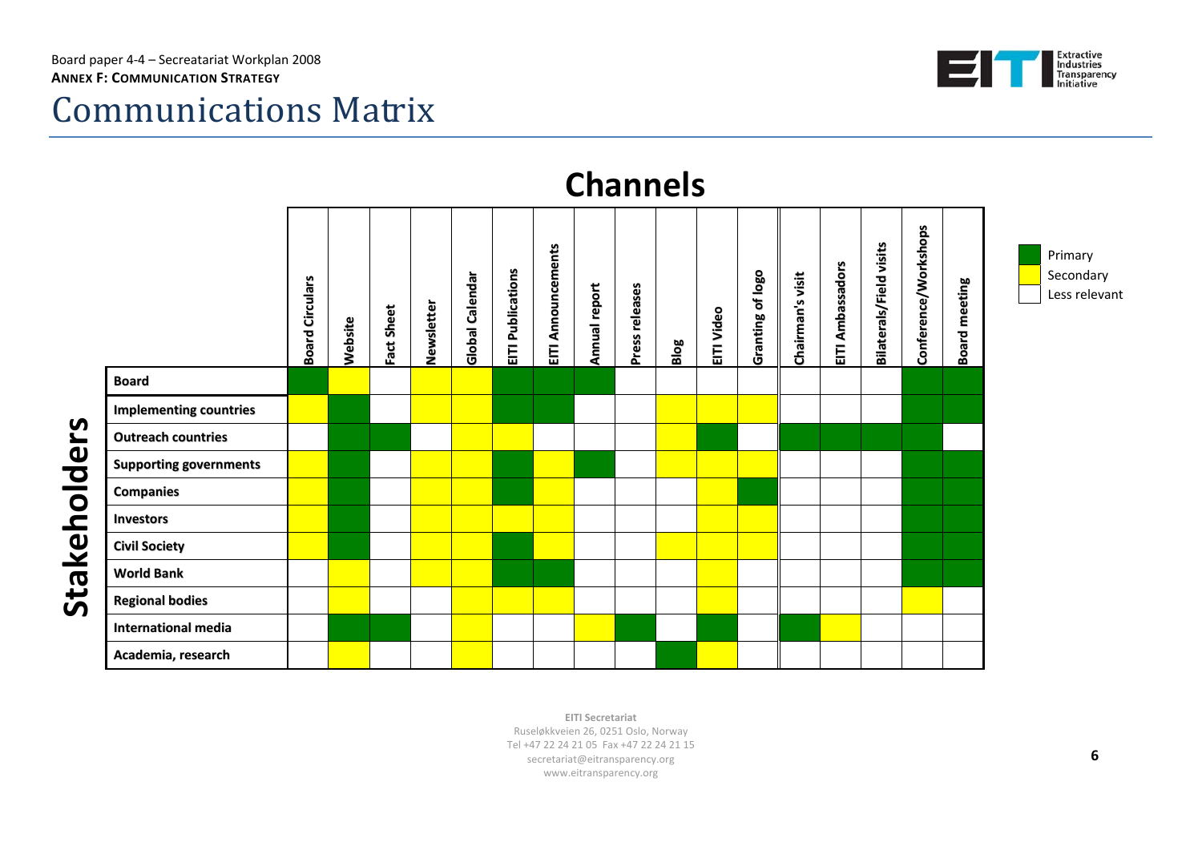# Communications Matrix

## Channels

**Stakeholders**

| | Board Circulars | Website | Fact Sheet | Newsletter | Global Calendar | EITI Publications | EITI Announcements | Annual report | Press releases | Blog | EITI Video | Granting of logo | Chairman's visit | EITI Ambassadors | Bilaterals/Field visits | Conference/Workshops | Board meeting |
|---|---|---|---|---|---|---|---|---|---|---|---|---|---|---|---|---|---|
| **Board** | Primary | Secondary | | Secondary | Secondary | Primary | Primary | Primary | | | | | | | | Primary | Primary |
| **Implementing countries** | Secondary | Primary | | Secondary | Secondary | Primary | Primary | | | Secondary | Secondary | Secondary | | | | Primary | Primary |
| **Outreach countries** | | Primary | Primary | | Secondary | Secondary | | | | Secondary | Primary | | Primary | Primary | Primary | Primary | |
| **Supporting governments** | Secondary | Primary | | Secondary | Secondary | Primary | Secondary | Primary | | Secondary | Secondary | Secondary | | | | Primary | Primary |
| **Companies** | Secondary | Primary | | Secondary | Secondary | Primary | Secondary | | | | Secondary | Primary | | | | Primary | Primary |
| **Investors** | Secondary | Primary | | Secondary | Secondary | Secondary | Secondary | | | | Secondary | Secondary | | | | Primary | Primary |
| **Civil Society** | Secondary | Primary | | Secondary | Secondary | Primary | Secondary | | | Secondary | Secondary | Secondary | | | | Primary | Primary |
| **World Bank** | | Secondary | | Secondary | Secondary | Primary | Primary | | | | Secondary | | | | | Primary | Primary |
| **Regional bodies** | | Secondary | | | Secondary | Secondary | Secondary | | | | Secondary | | | | | Secondary | |
| **International media** | | Primary | Primary | | Secondary | | | Secondary | Primary | | Primary | | Primary | Secondary | | | |
| **Academia, research** | | Secondary | | | Secondary | | | | | Primary | Secondary | | | | | | |

Legend: Primary / Secondary / Less relevant (blank)